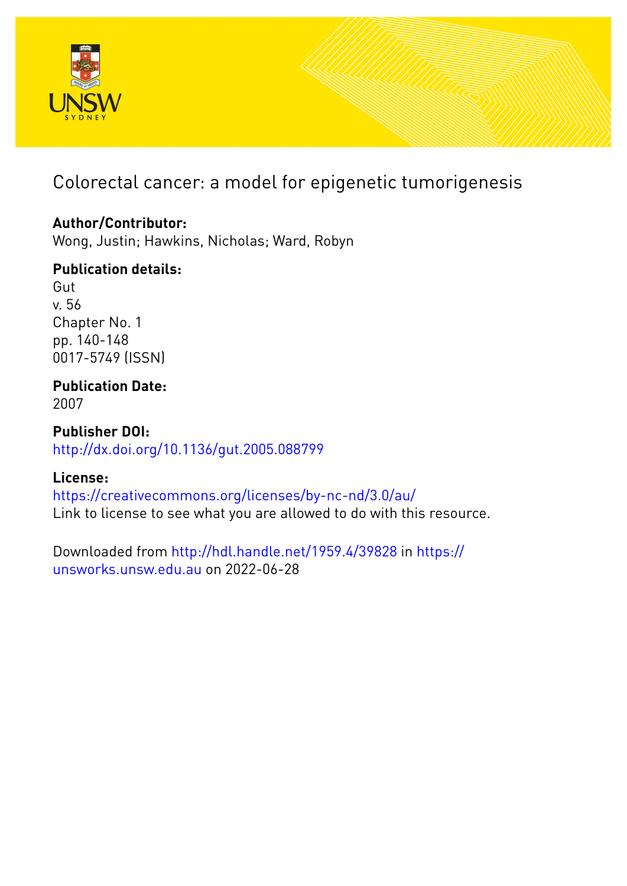# Colorectal cancer: a model for epigenetic tumorigenesis

**Author/Contributor:**
Wong, Justin; Hawkins, Nicholas; Ward, Robyn

**Publication details:**
Gut
v. 56
Chapter No. 1
pp. 140-148
0017-5749 (ISSN)

**Publication Date:**
2007

**Publisher DOI:**
http://dx.doi.org/10.1136/gut.2005.088799

**License:**
https://creativecommons.org/licenses/by-nc-nd/3.0/au/
Link to license to see what you are allowed to do with this resource.

Downloaded from http://hdl.handle.net/1959.4/39828 in https://unsworks.unsw.edu.au on 2022-06-28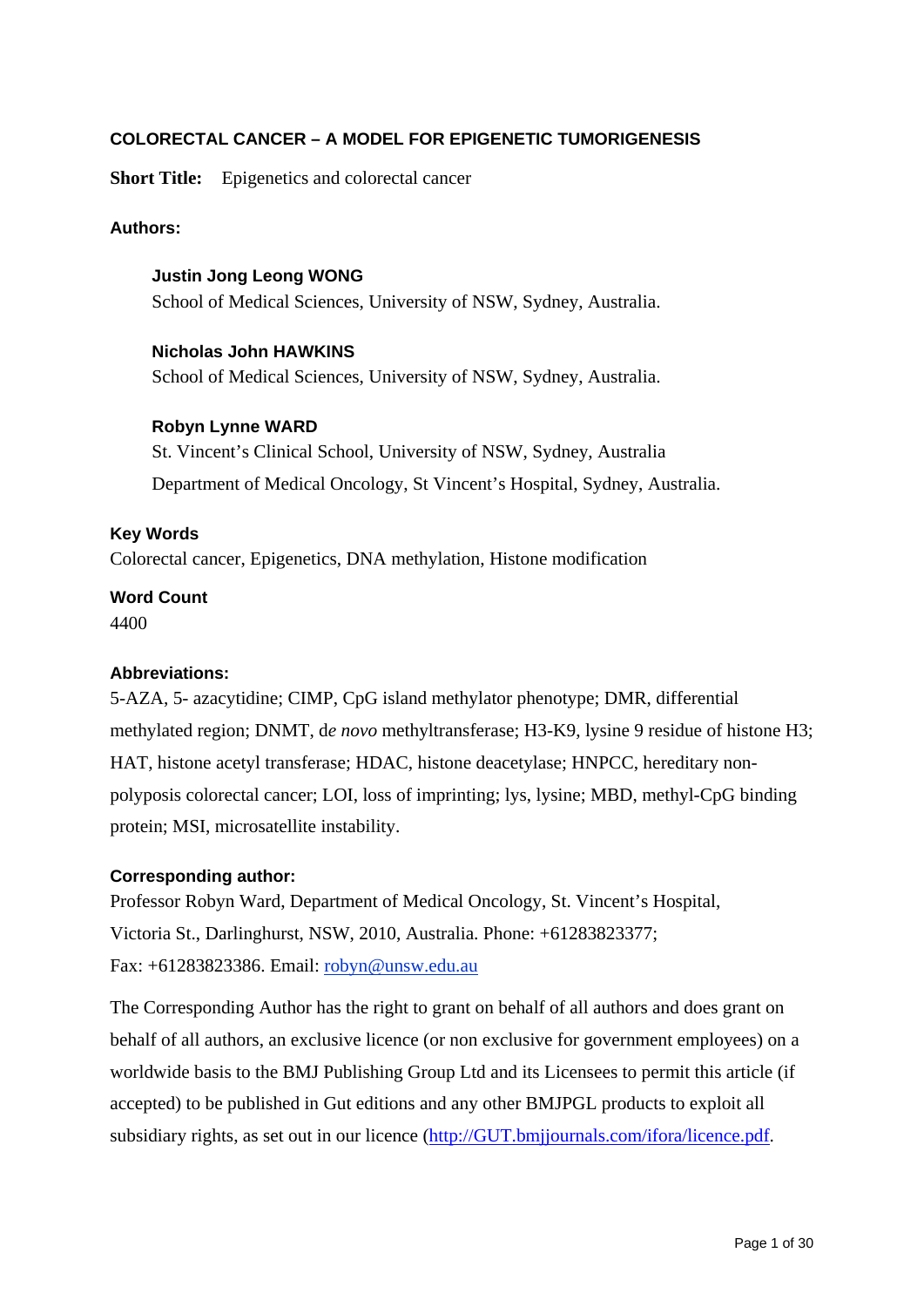# COLORECTAL CANCER – A MODEL FOR EPIGENETIC TUMORIGENESIS

**Short Title:** Epigenetics and colorectal cancer

**Authors:**

**Justin Jong Leong WONG**
School of Medical Sciences, University of NSW, Sydney, Australia.

**Nicholas John HAWKINS**
School of Medical Sciences, University of NSW, Sydney, Australia.

**Robyn Lynne WARD**
St. Vincent's Clinical School, University of NSW, Sydney, Australia
Department of Medical Oncology, St Vincent's Hospital, Sydney, Australia.

**Key Words**
Colorectal cancer, Epigenetics, DNA methylation, Histone modification

**Word Count**
4400

**Abbreviations:**
5-AZA, 5- azacytidine; CIMP, CpG island methylator phenotype; DMR, differential methylated region; DNMT, d*e novo* methyltransferase; H3-K9, lysine 9 residue of histone H3; HAT, histone acetyl transferase; HDAC, histone deacetylase; HNPCC, hereditary non-polyposis colorectal cancer; LOI, loss of imprinting; lys, lysine; MBD, methyl-CpG binding protein; MSI, microsatellite instability.

**Corresponding author:**
Professor Robyn Ward, Department of Medical Oncology, St. Vincent's Hospital, Victoria St., Darlinghurst, NSW, 2010, Australia. Phone: +61283823377; Fax: +61283823386. Email: robyn@unsw.edu.au

The Corresponding Author has the right to grant on behalf of all authors and does grant on behalf of all authors, an exclusive licence (or non exclusive for government employees) on a worldwide basis to the BMJ Publishing Group Ltd and its Licensees to permit this article (if accepted) to be published in Gut editions and any other BMJPGL products to exploit all subsidiary rights, as set out in our licence (http://GUT.bmjjournals.com/ifora/licence.pdf.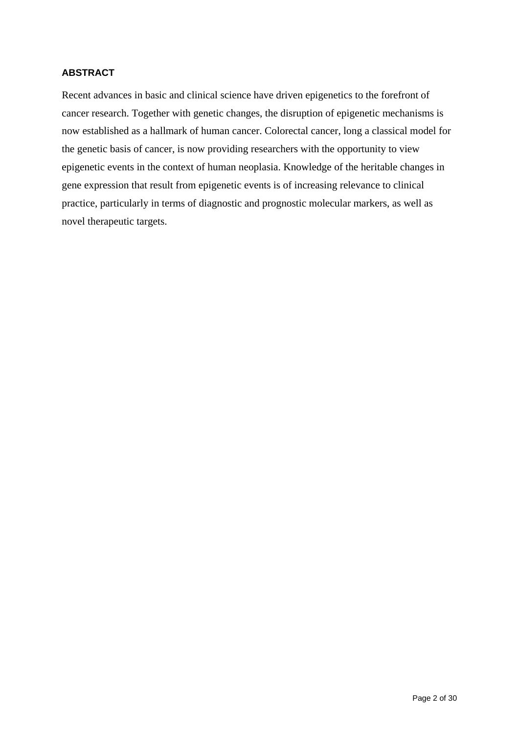## ABSTRACT

Recent advances in basic and clinical science have driven epigenetics to the forefront of cancer research. Together with genetic changes, the disruption of epigenetic mechanisms is now established as a hallmark of human cancer. Colorectal cancer, long a classical model for the genetic basis of cancer, is now providing researchers with the opportunity to view epigenetic events in the context of human neoplasia. Knowledge of the heritable changes in gene expression that result from epigenetic events is of increasing relevance to clinical practice, particularly in terms of diagnostic and prognostic molecular markers, as well as novel therapeutic targets.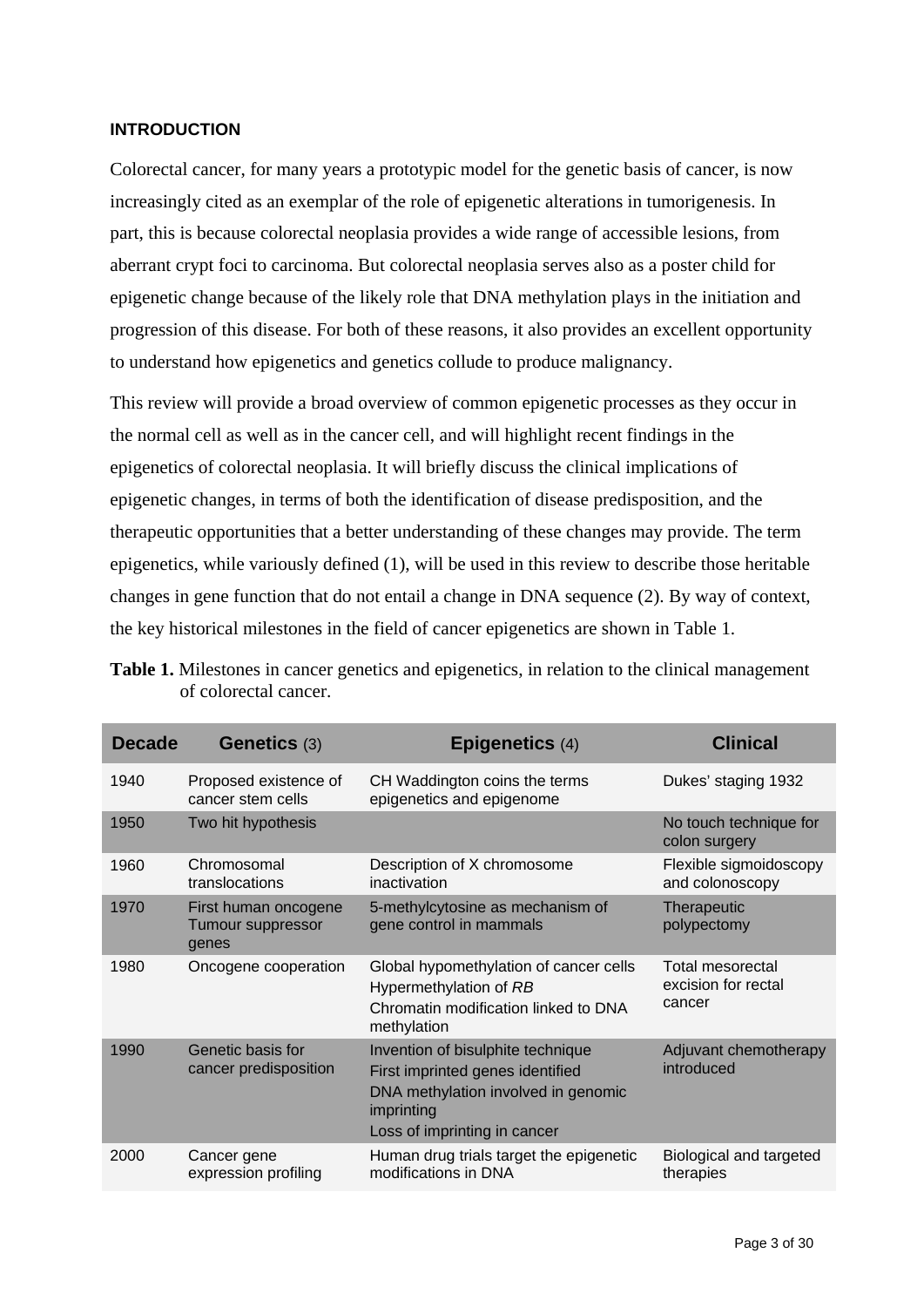**INTRODUCTION**

Colorectal cancer, for many years a prototypic model for the genetic basis of cancer, is now increasingly cited as an exemplar of the role of epigenetic alterations in tumorigenesis. In part, this is because colorectal neoplasia provides a wide range of accessible lesions, from aberrant crypt foci to carcinoma. But colorectal neoplasia serves also as a poster child for epigenetic change because of the likely role that DNA methylation plays in the initiation and progression of this disease. For both of these reasons, it also provides an excellent opportunity to understand how epigenetics and genetics collude to produce malignancy.

This review will provide a broad overview of common epigenetic processes as they occur in the normal cell as well as in the cancer cell, and will highlight recent findings in the epigenetics of colorectal neoplasia. It will briefly discuss the clinical implications of epigenetic changes, in terms of both the identification of disease predisposition, and the therapeutic opportunities that a better understanding of these changes may provide. The term epigenetics, while variously defined (1), will be used in this review to describe those heritable changes in gene function that do not entail a change in DNA sequence (2). By way of context, the key historical milestones in the field of cancer epigenetics are shown in Table 1.

**Table 1.** Milestones in cancer genetics and epigenetics, in relation to the clinical management of colorectal cancer.

| Decade | Genetics (3) | Epigenetics (4) | Clinical |
|---|---|---|---|
| 1940 | Proposed existence of cancer stem cells | CH Waddington coins the terms epigenetics and epigenome | Dukes' staging 1932 |
| 1950 | Two hit hypothesis | | No touch technique for colon surgery |
| 1960 | Chromosomal translocations | Description of X chromosome inactivation | Flexible sigmoidoscopy and colonoscopy |
| 1970 | First human oncogene<br>Tumour suppressor genes | 5-methylcytosine as mechanism of gene control in mammals | Therapeutic polypectomy |
| 1980 | Oncogene cooperation | Global hypomethylation of cancer cells<br>Hypermethylation of *RB*<br>Chromatin modification linked to DNA methylation | Total mesorectal excision for rectal cancer |
| 1990 | Genetic basis for cancer predisposition | Invention of bisulphite technique<br>First imprinted genes identified<br>DNA methylation involved in genomic imprinting<br>Loss of imprinting in cancer | Adjuvant chemotherapy introduced |
| 2000 | Cancer gene expression profiling | Human drug trials target the epigenetic modifications in DNA | Biological and targeted therapies |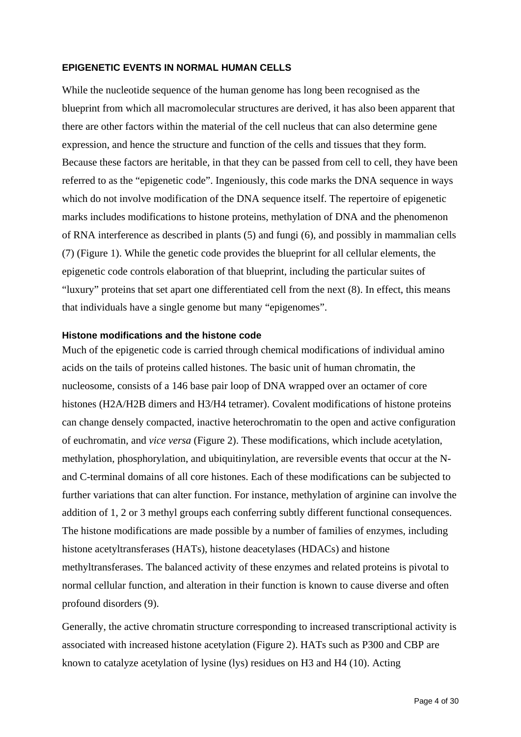## EPIGENETIC EVENTS IN NORMAL HUMAN CELLS

While the nucleotide sequence of the human genome has long been recognised as the blueprint from which all macromolecular structures are derived, it has also been apparent that there are other factors within the material of the cell nucleus that can also determine gene expression, and hence the structure and function of the cells and tissues that they form. Because these factors are heritable, in that they can be passed from cell to cell, they have been referred to as the "epigenetic code". Ingeniously, this code marks the DNA sequence in ways which do not involve modification of the DNA sequence itself. The repertoire of epigenetic marks includes modifications to histone proteins, methylation of DNA and the phenomenon of RNA interference as described in plants (5) and fungi (6), and possibly in mammalian cells (7) (Figure 1). While the genetic code provides the blueprint for all cellular elements, the epigenetic code controls elaboration of that blueprint, including the particular suites of "luxury" proteins that set apart one differentiated cell from the next (8). In effect, this means that individuals have a single genome but many "epigenomes".

### Histone modifications and the histone code

Much of the epigenetic code is carried through chemical modifications of individual amino acids on the tails of proteins called histones. The basic unit of human chromatin, the nucleosome, consists of a 146 base pair loop of DNA wrapped over an octamer of core histones (H2A/H2B dimers and H3/H4 tetramer). Covalent modifications of histone proteins can change densely compacted, inactive heterochromatin to the open and active configuration of euchromatin, and *vice versa* (Figure 2). These modifications, which include acetylation, methylation, phosphorylation, and ubiquitinylation, are reversible events that occur at the N- and C-terminal domains of all core histones. Each of these modifications can be subjected to further variations that can alter function. For instance, methylation of arginine can involve the addition of 1, 2 or 3 methyl groups each conferring subtly different functional consequences. The histone modifications are made possible by a number of families of enzymes, including histone acetyltransferases (HATs), histone deacetylases (HDACs) and histone methyltransferases. The balanced activity of these enzymes and related proteins is pivotal to normal cellular function, and alteration in their function is known to cause diverse and often profound disorders (9).

Generally, the active chromatin structure corresponding to increased transcriptional activity is associated with increased histone acetylation (Figure 2). HATs such as P300 and CBP are known to catalyze acetylation of lysine (lys) residues on H3 and H4 (10). Acting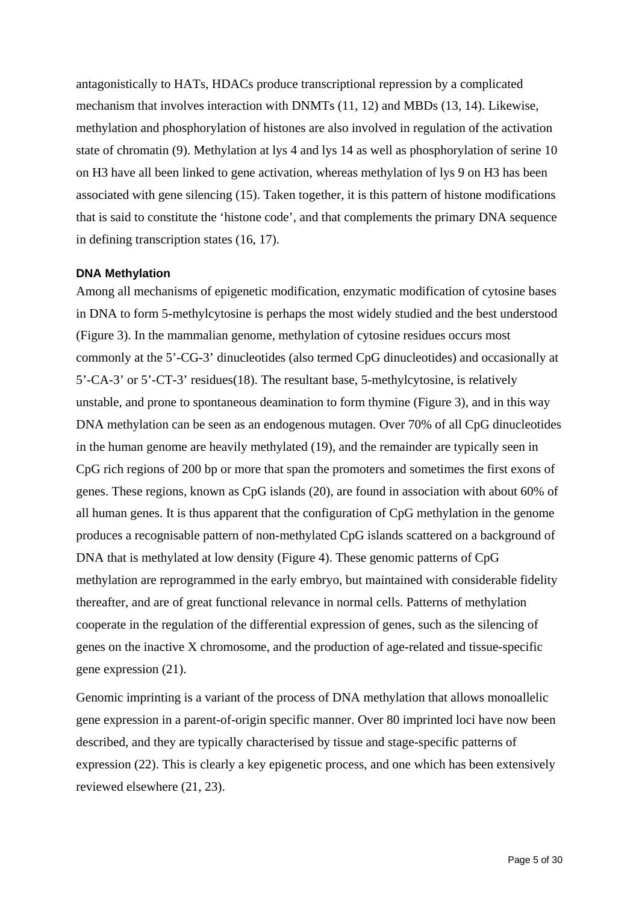antagonistically to HATs, HDACs produce transcriptional repression by a complicated mechanism that involves interaction with DNMTs (11, 12) and MBDs (13, 14). Likewise, methylation and phosphorylation of histones are also involved in regulation of the activation state of chromatin (9). Methylation at lys 4 and lys 14 as well as phosphorylation of serine 10 on H3 have all been linked to gene activation, whereas methylation of lys 9 on H3 has been associated with gene silencing (15). Taken together, it is this pattern of histone modifications that is said to constitute the 'histone code', and that complements the primary DNA sequence in defining transcription states (16, 17).

### DNA Methylation

Among all mechanisms of epigenetic modification, enzymatic modification of cytosine bases in DNA to form 5-methylcytosine is perhaps the most widely studied and the best understood (Figure 3). In the mammalian genome, methylation of cytosine residues occurs most commonly at the 5'-CG-3' dinucleotides (also termed CpG dinucleotides) and occasionally at 5'-CA-3' or 5'-CT-3' residues(18). The resultant base, 5-methylcytosine, is relatively unstable, and prone to spontaneous deamination to form thymine (Figure 3), and in this way DNA methylation can be seen as an endogenous mutagen. Over 70% of all CpG dinucleotides in the human genome are heavily methylated (19), and the remainder are typically seen in CpG rich regions of 200 bp or more that span the promoters and sometimes the first exons of genes. These regions, known as CpG islands (20), are found in association with about 60% of all human genes. It is thus apparent that the configuration of CpG methylation in the genome produces a recognisable pattern of non-methylated CpG islands scattered on a background of DNA that is methylated at low density (Figure 4). These genomic patterns of CpG methylation are reprogrammed in the early embryo, but maintained with considerable fidelity thereafter, and are of great functional relevance in normal cells. Patterns of methylation cooperate in the regulation of the differential expression of genes, such as the silencing of genes on the inactive X chromosome, and the production of age-related and tissue-specific gene expression (21).

Genomic imprinting is a variant of the process of DNA methylation that allows monoallelic gene expression in a parent-of-origin specific manner. Over 80 imprinted loci have now been described, and they are typically characterised by tissue and stage-specific patterns of expression (22). This is clearly a key epigenetic process, and one which has been extensively reviewed elsewhere (21, 23).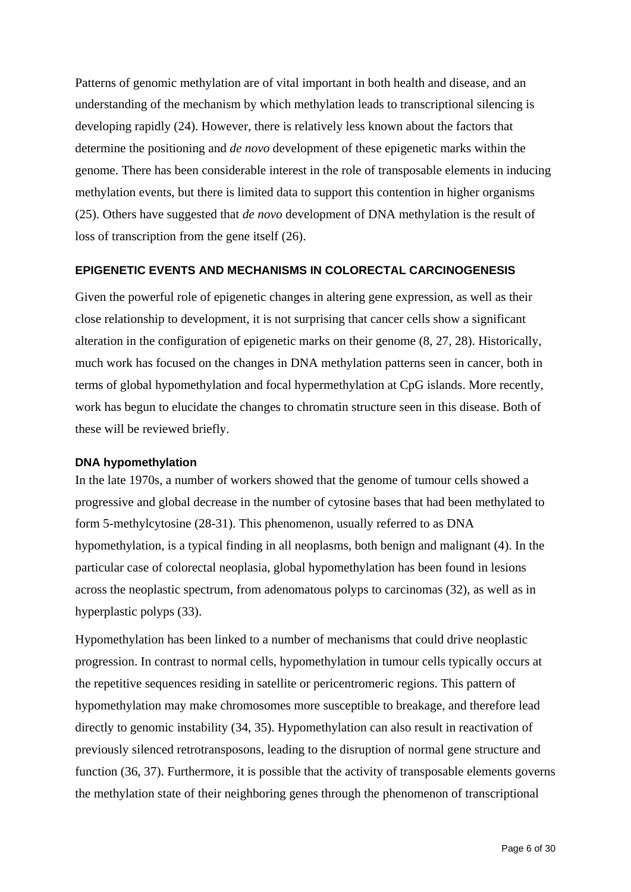Patterns of genomic methylation are of vital important in both health and disease, and an understanding of the mechanism by which methylation leads to transcriptional silencing is developing rapidly (24). However, there is relatively less known about the factors that determine the positioning and *de novo* development of these epigenetic marks within the genome. There has been considerable interest in the role of transposable elements in inducing methylation events, but there is limited data to support this contention in higher organisms (25). Others have suggested that *de novo* development of DNA methylation is the result of loss of transcription from the gene itself (26).

## EPIGENETIC EVENTS AND MECHANISMS IN COLORECTAL CARCINOGENESIS

Given the powerful role of epigenetic changes in altering gene expression, as well as their close relationship to development, it is not surprising that cancer cells show a significant alteration in the configuration of epigenetic marks on their genome (8, 27, 28). Historically, much work has focused on the changes in DNA methylation patterns seen in cancer, both in terms of global hypomethylation and focal hypermethylation at CpG islands. More recently, work has begun to elucidate the changes to chromatin structure seen in this disease. Both of these will be reviewed briefly.

### DNA hypomethylation

In the late 1970s, a number of workers showed that the genome of tumour cells showed a progressive and global decrease in the number of cytosine bases that had been methylated to form 5-methylcytosine (28-31). This phenomenon, usually referred to as DNA hypomethylation, is a typical finding in all neoplasms, both benign and malignant (4). In the particular case of colorectal neoplasia, global hypomethylation has been found in lesions across the neoplastic spectrum, from adenomatous polyps to carcinomas (32), as well as in hyperplastic polyps (33).

Hypomethylation has been linked to a number of mechanisms that could drive neoplastic progression. In contrast to normal cells, hypomethylation in tumour cells typically occurs at the repetitive sequences residing in satellite or pericentromeric regions. This pattern of hypomethylation may make chromosomes more susceptible to breakage, and therefore lead directly to genomic instability (34, 35). Hypomethylation can also result in reactivation of previously silenced retrotransposons, leading to the disruption of normal gene structure and function (36, 37). Furthermore, it is possible that the activity of transposable elements governs the methylation state of their neighboring genes through the phenomenon of transcriptional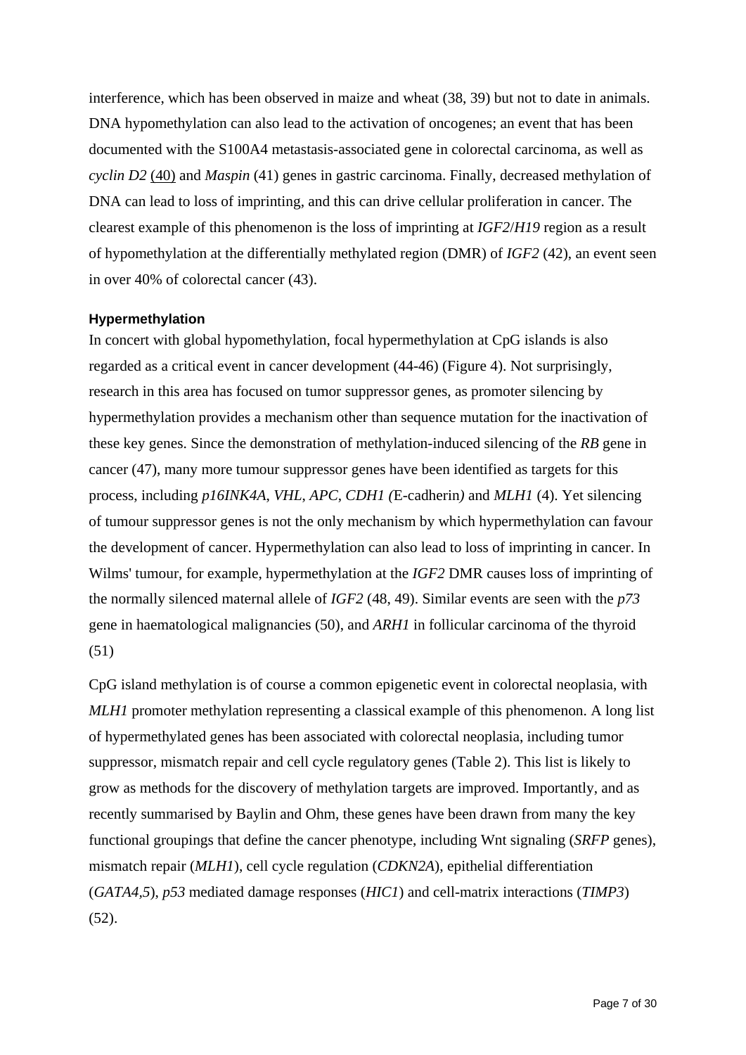interference, which has been observed in maize and wheat (38, 39) but not to date in animals. DNA hypomethylation can also lead to the activation of oncogenes; an event that has been documented with the S100A4 metastasis-associated gene in colorectal carcinoma, as well as *cyclin D2* (40) and *Maspin* (41) genes in gastric carcinoma. Finally, decreased methylation of DNA can lead to loss of imprinting, and this can drive cellular proliferation in cancer. The clearest example of this phenomenon is the loss of imprinting at *IGF2*/*H19* region as a result of hypomethylation at the differentially methylated region (DMR) of *IGF2* (42), an event seen in over 40% of colorectal cancer (43).

### Hypermethylation

In concert with global hypomethylation, focal hypermethylation at CpG islands is also regarded as a critical event in cancer development (44-46) (Figure 4). Not surprisingly, research in this area has focused on tumor suppressor genes, as promoter silencing by hypermethylation provides a mechanism other than sequence mutation for the inactivation of these key genes. Since the demonstration of methylation-induced silencing of the *RB* gene in cancer (47), many more tumour suppressor genes have been identified as targets for this process, including *p16INK4A*, *VHL*, *APC*, *CDH1 (*E-cadherin*)* and *MLH1* (4). Yet silencing of tumour suppressor genes is not the only mechanism by which hypermethylation can favour the development of cancer. Hypermethylation can also lead to loss of imprinting in cancer. In Wilms' tumour, for example, hypermethylation at the *IGF2* DMR causes loss of imprinting of the normally silenced maternal allele of *IGF2* (48, 49). Similar events are seen with the *p73* gene in haematological malignancies (50), and *ARH1* in follicular carcinoma of the thyroid (51)

CpG island methylation is of course a common epigenetic event in colorectal neoplasia, with *MLH1* promoter methylation representing a classical example of this phenomenon. A long list of hypermethylated genes has been associated with colorectal neoplasia, including tumor suppressor, mismatch repair and cell cycle regulatory genes (Table 2). This list is likely to grow as methods for the discovery of methylation targets are improved. Importantly, and as recently summarised by Baylin and Ohm, these genes have been drawn from many the key functional groupings that define the cancer phenotype, including Wnt signaling (*SRFP* genes), mismatch repair (*MLH1*), cell cycle regulation (*CDKN2A*), epithelial differentiation (*GATA4,5*), *p53* mediated damage responses (*HIC1*) and cell-matrix interactions (*TIMP3*) (52).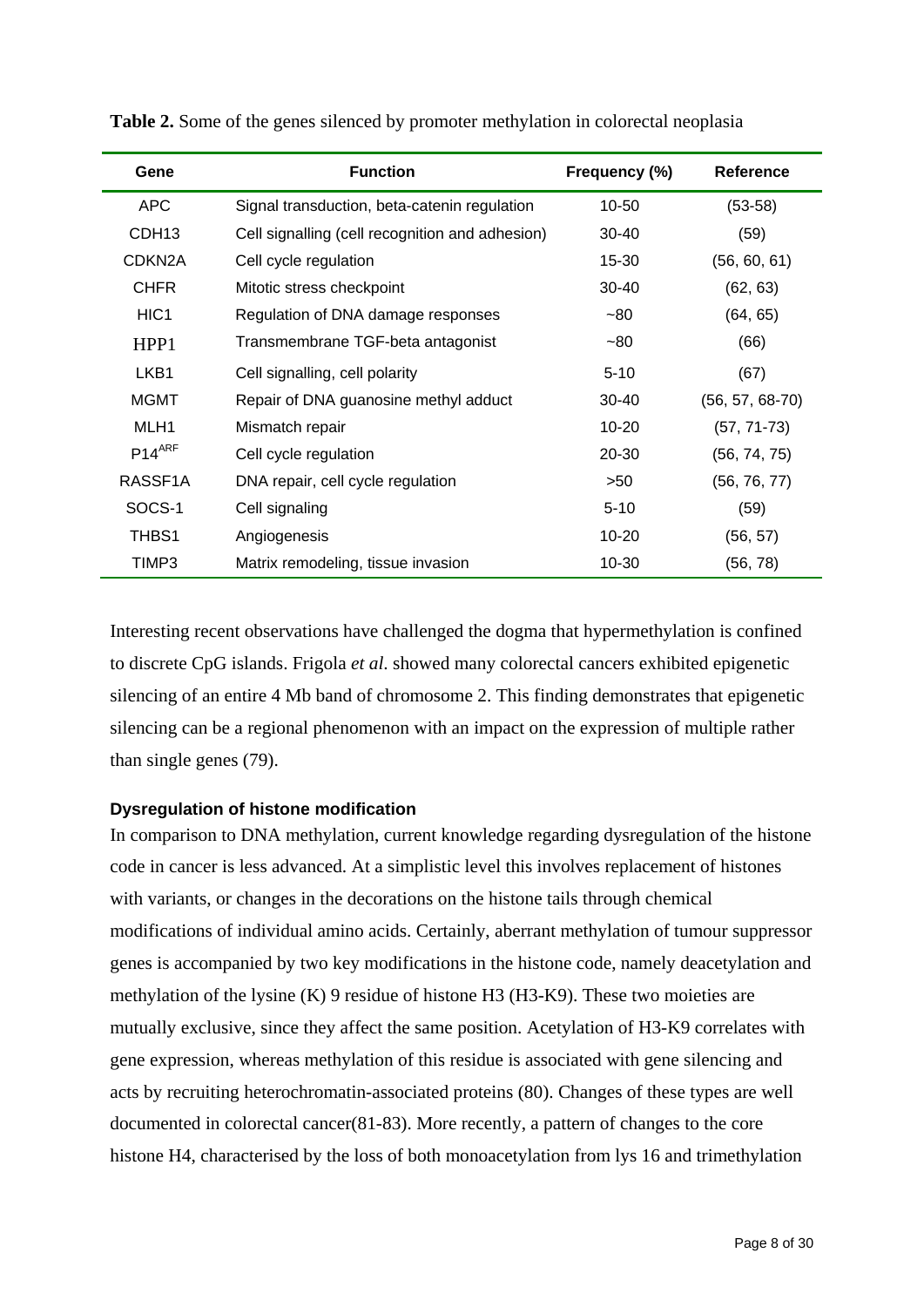**Table 2.** Some of the genes silenced by promoter methylation in colorectal neoplasia

| Gene | Function | Frequency (%) | Reference |
|---|---|---|---|
| APC | Signal transduction, beta-catenin regulation | 10-50 | (53-58) |
| CDH13 | Cell signalling (cell recognition and adhesion) | 30-40 | (59) |
| CDKN2A | Cell cycle regulation | 15-30 | (56, 60, 61) |
| CHFR | Mitotic stress checkpoint | 30-40 | (62, 63) |
| HIC1 | Regulation of DNA damage responses | ~80 | (64, 65) |
| HPP1 | Transmembrane TGF-beta antagonist | ~80 | (66) |
| LKB1 | Cell signalling, cell polarity | 5-10 | (67) |
| MGMT | Repair of DNA guanosine methyl adduct | 30-40 | (56, 57, 68-70) |
| MLH1 | Mismatch repair | 10-20 | (57, 71-73) |
| $P14^{ARF}$ | Cell cycle regulation | 20-30 | (56, 74, 75) |
| RASSF1A | DNA repair, cell cycle regulation | >50 | (56, 76, 77) |
| SOCS-1 | Cell signaling | 5-10 | (59) |
| THBS1 | Angiogenesis | 10-20 | (56, 57) |
| TIMP3 | Matrix remodeling, tissue invasion | 10-30 | (56, 78) |

Interesting recent observations have challenged the dogma that hypermethylation is confined to discrete CpG islands. Frigola *et al*. showed many colorectal cancers exhibited epigenetic silencing of an entire 4 Mb band of chromosome 2. This finding demonstrates that epigenetic silencing can be a regional phenomenon with an impact on the expression of multiple rather than single genes (79).

**Dysregulation of histone modification**

In comparison to DNA methylation, current knowledge regarding dysregulation of the histone code in cancer is less advanced. At a simplistic level this involves replacement of histones with variants, or changes in the decorations on the histone tails through chemical modifications of individual amino acids. Certainly, aberrant methylation of tumour suppressor genes is accompanied by two key modifications in the histone code, namely deacetylation and methylation of the lysine (K) 9 residue of histone H3 (H3-K9). These two moieties are mutually exclusive, since they affect the same position. Acetylation of H3-K9 correlates with gene expression, whereas methylation of this residue is associated with gene silencing and acts by recruiting heterochromatin-associated proteins (80). Changes of these types are well documented in colorectal cancer(81-83). More recently, a pattern of changes to the core histone H4, characterised by the loss of both monoacetylation from lys 16 and trimethylation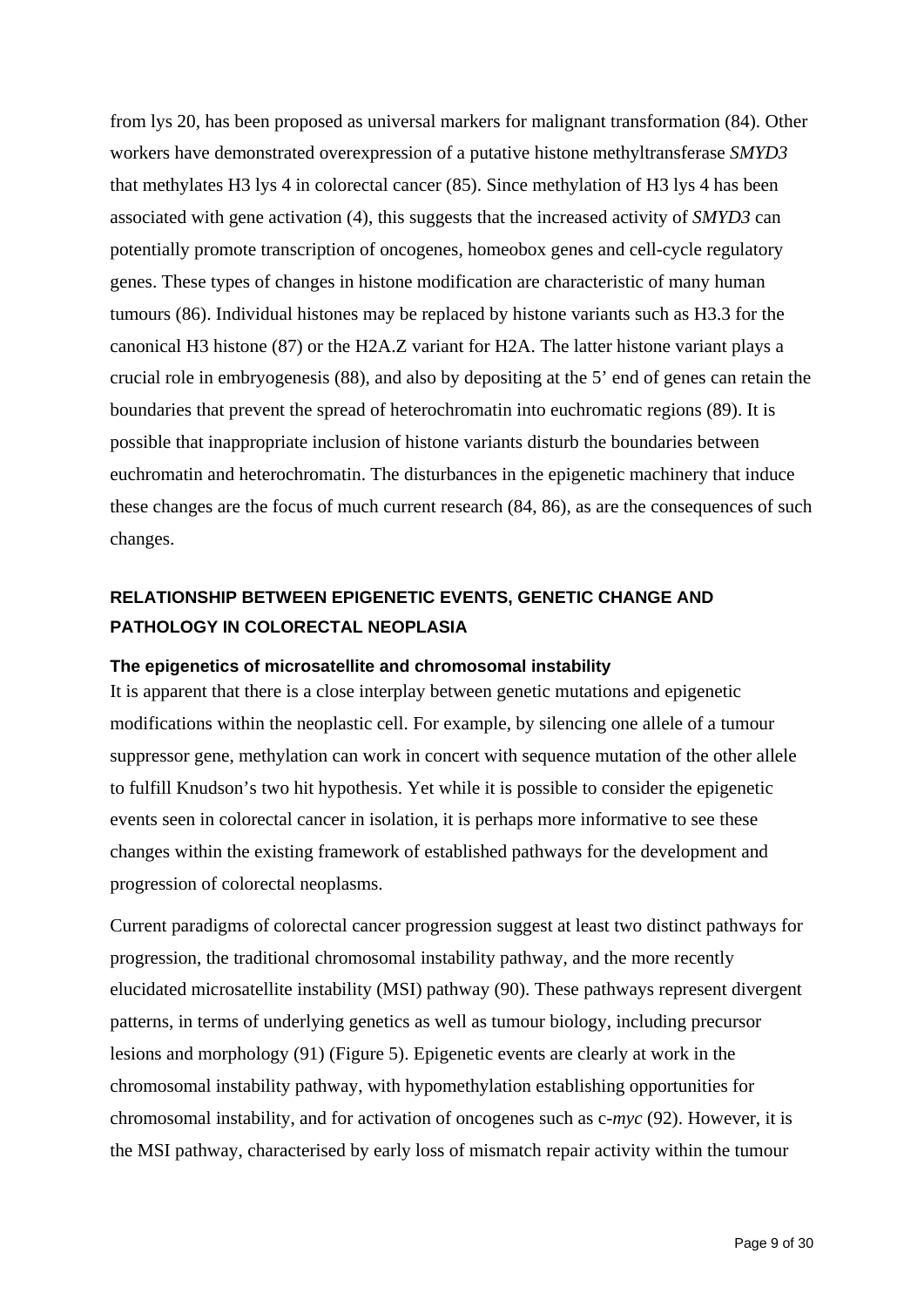from lys 20, has been proposed as universal markers for malignant transformation (84). Other workers have demonstrated overexpression of a putative histone methyltransferase *SMYD3* that methylates H3 lys 4 in colorectal cancer (85). Since methylation of H3 lys 4 has been associated with gene activation (4), this suggests that the increased activity of *SMYD3* can potentially promote transcription of oncogenes, homeobox genes and cell-cycle regulatory genes. These types of changes in histone modification are characteristic of many human tumours (86). Individual histones may be replaced by histone variants such as H3.3 for the canonical H3 histone (87) or the H2A.Z variant for H2A. The latter histone variant plays a crucial role in embryogenesis (88), and also by depositing at the 5' end of genes can retain the boundaries that prevent the spread of heterochromatin into euchromatic regions (89). It is possible that inappropriate inclusion of histone variants disturb the boundaries between euchromatin and heterochromatin. The disturbances in the epigenetic machinery that induce these changes are the focus of much current research (84, 86), as are the consequences of such changes.

## RELATIONSHIP BETWEEN EPIGENETIC EVENTS, GENETIC CHANGE AND PATHOLOGY IN COLORECTAL NEOPLASIA

### The epigenetics of microsatellite and chromosomal instability

It is apparent that there is a close interplay between genetic mutations and epigenetic modifications within the neoplastic cell. For example, by silencing one allele of a tumour suppressor gene, methylation can work in concert with sequence mutation of the other allele to fulfill Knudson's two hit hypothesis. Yet while it is possible to consider the epigenetic events seen in colorectal cancer in isolation, it is perhaps more informative to see these changes within the existing framework of established pathways for the development and progression of colorectal neoplasms.

Current paradigms of colorectal cancer progression suggest at least two distinct pathways for progression, the traditional chromosomal instability pathway, and the more recently elucidated microsatellite instability (MSI) pathway (90). These pathways represent divergent patterns, in terms of underlying genetics as well as tumour biology, including precursor lesions and morphology (91) (Figure 5). Epigenetic events are clearly at work in the chromosomal instability pathway, with hypomethylation establishing opportunities for chromosomal instability, and for activation of oncogenes such as c-*myc* (92). However, it is the MSI pathway, characterised by early loss of mismatch repair activity within the tumour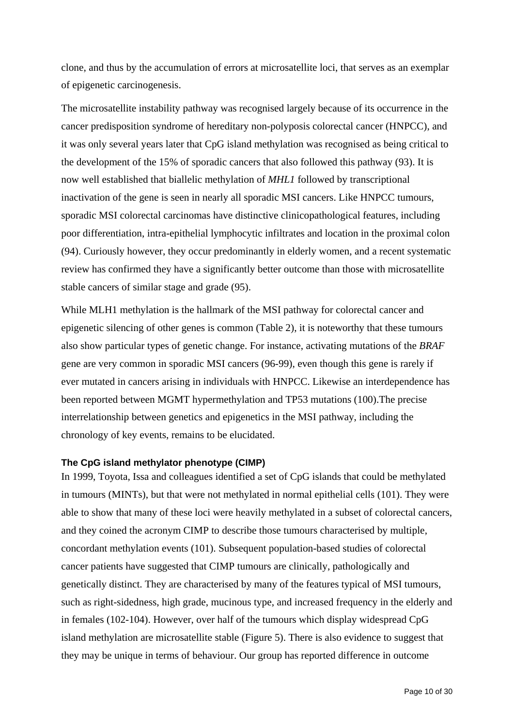clone, and thus by the accumulation of errors at microsatellite loci, that serves as an exemplar of epigenetic carcinogenesis.

The microsatellite instability pathway was recognised largely because of its occurrence in the cancer predisposition syndrome of hereditary non-polyposis colorectal cancer (HNPCC), and it was only several years later that CpG island methylation was recognised as being critical to the development of the 15% of sporadic cancers that also followed this pathway (93). It is now well established that biallelic methylation of *MHL1* followed by transcriptional inactivation of the gene is seen in nearly all sporadic MSI cancers. Like HNPCC tumours, sporadic MSI colorectal carcinomas have distinctive clinicopathological features, including poor differentiation, intra-epithelial lymphocytic infiltrates and location in the proximal colon (94). Curiously however, they occur predominantly in elderly women, and a recent systematic review has confirmed they have a significantly better outcome than those with microsatellite stable cancers of similar stage and grade (95).

While MLH1 methylation is the hallmark of the MSI pathway for colorectal cancer and epigenetic silencing of other genes is common (Table 2), it is noteworthy that these tumours also show particular types of genetic change. For instance, activating mutations of the *BRAF* gene are very common in sporadic MSI cancers (96-99), even though this gene is rarely if ever mutated in cancers arising in individuals with HNPCC. Likewise an interdependence has been reported between MGMT hypermethylation and TP53 mutations (100).The precise interrelationship between genetics and epigenetics in the MSI pathway, including the chronology of key events, remains to be elucidated.

### The CpG island methylator phenotype (CIMP)

In 1999, Toyota, Issa and colleagues identified a set of CpG islands that could be methylated in tumours (MINTs), but that were not methylated in normal epithelial cells (101). They were able to show that many of these loci were heavily methylated in a subset of colorectal cancers, and they coined the acronym CIMP to describe those tumours characterised by multiple, concordant methylation events (101). Subsequent population-based studies of colorectal cancer patients have suggested that CIMP tumours are clinically, pathologically and genetically distinct. They are characterised by many of the features typical of MSI tumours, such as right-sidedness, high grade, mucinous type, and increased frequency in the elderly and in females (102-104). However, over half of the tumours which display widespread CpG island methylation are microsatellite stable (Figure 5). There is also evidence to suggest that they may be unique in terms of behaviour. Our group has reported difference in outcome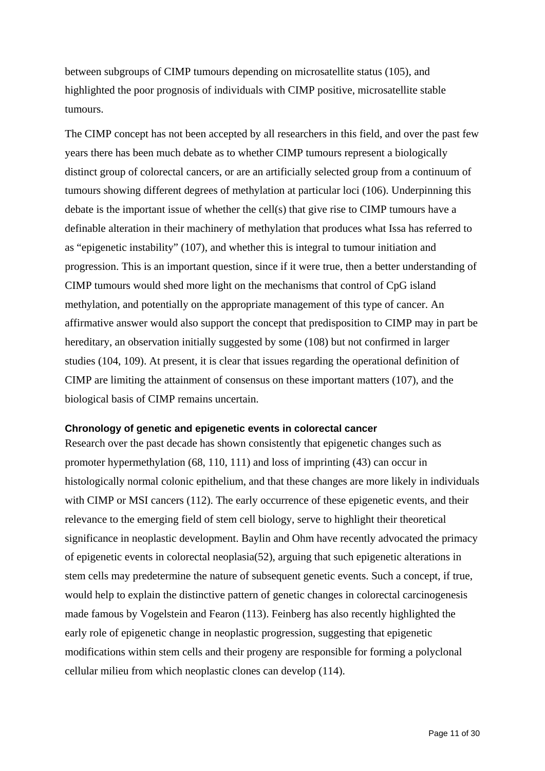between subgroups of CIMP tumours depending on microsatellite status (105), and highlighted the poor prognosis of individuals with CIMP positive, microsatellite stable tumours.

The CIMP concept has not been accepted by all researchers in this field, and over the past few years there has been much debate as to whether CIMP tumours represent a biologically distinct group of colorectal cancers, or are an artificially selected group from a continuum of tumours showing different degrees of methylation at particular loci (106). Underpinning this debate is the important issue of whether the cell(s) that give rise to CIMP tumours have a definable alteration in their machinery of methylation that produces what Issa has referred to as "epigenetic instability" (107), and whether this is integral to tumour initiation and progression. This is an important question, since if it were true, then a better understanding of CIMP tumours would shed more light on the mechanisms that control of CpG island methylation, and potentially on the appropriate management of this type of cancer. An affirmative answer would also support the concept that predisposition to CIMP may in part be hereditary, an observation initially suggested by some (108) but not confirmed in larger studies (104, 109). At present, it is clear that issues regarding the operational definition of CIMP are limiting the attainment of consensus on these important matters (107), and the biological basis of CIMP remains uncertain.

### Chronology of genetic and epigenetic events in colorectal cancer

Research over the past decade has shown consistently that epigenetic changes such as promoter hypermethylation (68, 110, 111) and loss of imprinting (43) can occur in histologically normal colonic epithelium, and that these changes are more likely in individuals with CIMP or MSI cancers (112). The early occurrence of these epigenetic events, and their relevance to the emerging field of stem cell biology, serve to highlight their theoretical significance in neoplastic development. Baylin and Ohm have recently advocated the primacy of epigenetic events in colorectal neoplasia(52), arguing that such epigenetic alterations in stem cells may predetermine the nature of subsequent genetic events. Such a concept, if true, would help to explain the distinctive pattern of genetic changes in colorectal carcinogenesis made famous by Vogelstein and Fearon (113). Feinberg has also recently highlighted the early role of epigenetic change in neoplastic progression, suggesting that epigenetic modifications within stem cells and their progeny are responsible for forming a polyclonal cellular milieu from which neoplastic clones can develop (114).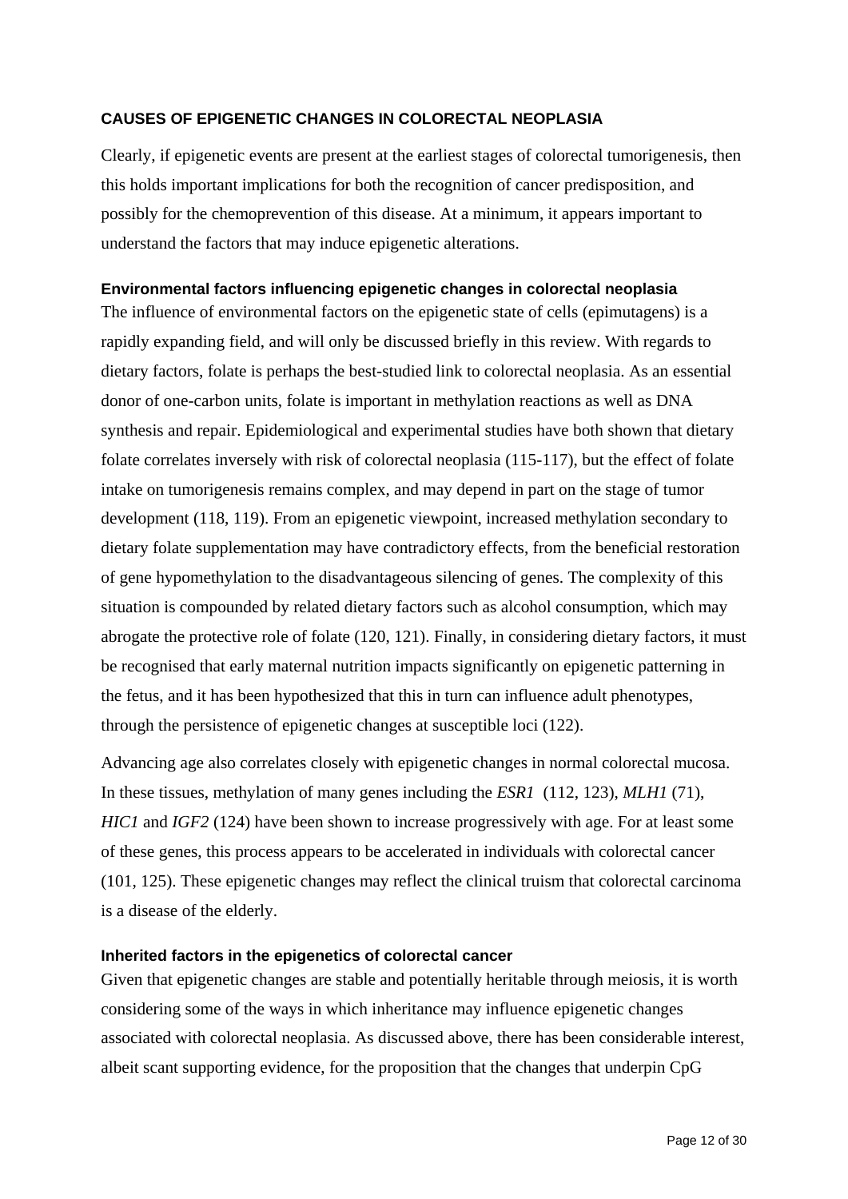## CAUSES OF EPIGENETIC CHANGES IN COLORECTAL NEOPLASIA

Clearly, if epigenetic events are present at the earliest stages of colorectal tumorigenesis, then this holds important implications for both the recognition of cancer predisposition, and possibly for the chemoprevention of this disease. At a minimum, it appears important to understand the factors that may induce epigenetic alterations.

### Environmental factors influencing epigenetic changes in colorectal neoplasia

The influence of environmental factors on the epigenetic state of cells (epimutagens) is a rapidly expanding field, and will only be discussed briefly in this review. With regards to dietary factors, folate is perhaps the best-studied link to colorectal neoplasia. As an essential donor of one-carbon units, folate is important in methylation reactions as well as DNA synthesis and repair. Epidemiological and experimental studies have both shown that dietary folate correlates inversely with risk of colorectal neoplasia (115-117), but the effect of folate intake on tumorigenesis remains complex, and may depend in part on the stage of tumor development (118, 119). From an epigenetic viewpoint, increased methylation secondary to dietary folate supplementation may have contradictory effects, from the beneficial restoration of gene hypomethylation to the disadvantageous silencing of genes. The complexity of this situation is compounded by related dietary factors such as alcohol consumption, which may abrogate the protective role of folate (120, 121). Finally, in considering dietary factors, it must be recognised that early maternal nutrition impacts significantly on epigenetic patterning in the fetus, and it has been hypothesized that this in turn can influence adult phenotypes, through the persistence of epigenetic changes at susceptible loci (122).

Advancing age also correlates closely with epigenetic changes in normal colorectal mucosa. In these tissues, methylation of many genes including the *ESR1* (112, 123), *MLH1* (71), *HIC1* and *IGF2* (124) have been shown to increase progressively with age. For at least some of these genes, this process appears to be accelerated in individuals with colorectal cancer (101, 125). These epigenetic changes may reflect the clinical truism that colorectal carcinoma is a disease of the elderly.

### Inherited factors in the epigenetics of colorectal cancer

Given that epigenetic changes are stable and potentially heritable through meiosis, it is worth considering some of the ways in which inheritance may influence epigenetic changes associated with colorectal neoplasia. As discussed above, there has been considerable interest, albeit scant supporting evidence, for the proposition that the changes that underpin CpG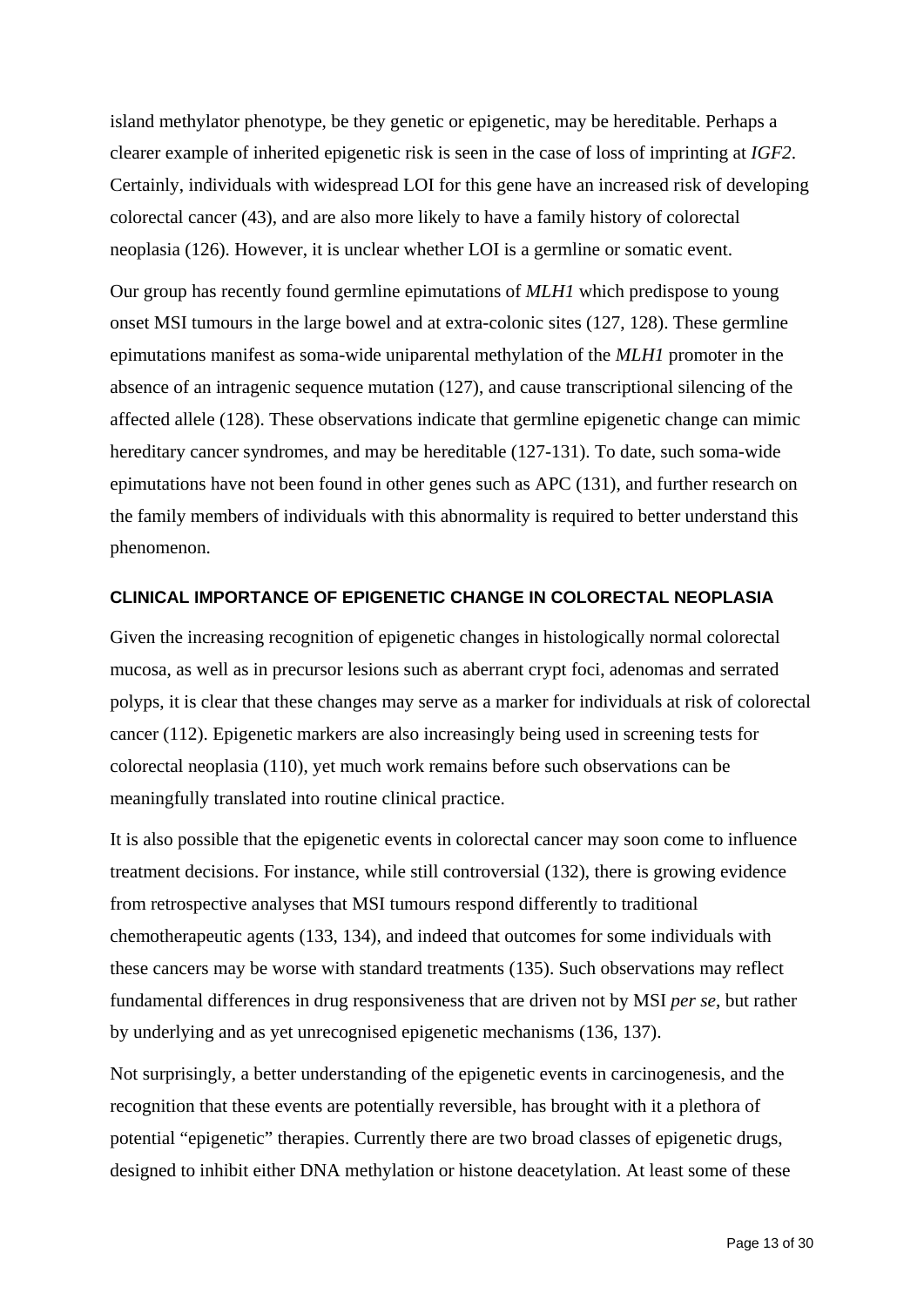island methylator phenotype, be they genetic or epigenetic, may be hereditable. Perhaps a clearer example of inherited epigenetic risk is seen in the case of loss of imprinting at *IGF2*. Certainly, individuals with widespread LOI for this gene have an increased risk of developing colorectal cancer (43), and are also more likely to have a family history of colorectal neoplasia (126). However, it is unclear whether LOI is a germline or somatic event.

Our group has recently found germline epimutations of *MLH1* which predispose to young onset MSI tumours in the large bowel and at extra-colonic sites (127, 128). These germline epimutations manifest as soma-wide uniparental methylation of the *MLH1* promoter in the absence of an intragenic sequence mutation (127), and cause transcriptional silencing of the affected allele (128). These observations indicate that germline epigenetic change can mimic hereditary cancer syndromes, and may be hereditable (127-131). To date, such soma-wide epimutations have not been found in other genes such as APC (131), and further research on the family members of individuals with this abnormality is required to better understand this phenomenon.

## CLINICAL IMPORTANCE OF EPIGENETIC CHANGE IN COLORECTAL NEOPLASIA

Given the increasing recognition of epigenetic changes in histologically normal colorectal mucosa, as well as in precursor lesions such as aberrant crypt foci, adenomas and serrated polyps, it is clear that these changes may serve as a marker for individuals at risk of colorectal cancer (112). Epigenetic markers are also increasingly being used in screening tests for colorectal neoplasia (110), yet much work remains before such observations can be meaningfully translated into routine clinical practice.

It is also possible that the epigenetic events in colorectal cancer may soon come to influence treatment decisions. For instance, while still controversial (132), there is growing evidence from retrospective analyses that MSI tumours respond differently to traditional chemotherapeutic agents (133, 134), and indeed that outcomes for some individuals with these cancers may be worse with standard treatments (135). Such observations may reflect fundamental differences in drug responsiveness that are driven not by MSI *per se*, but rather by underlying and as yet unrecognised epigenetic mechanisms (136, 137).

Not surprisingly, a better understanding of the epigenetic events in carcinogenesis, and the recognition that these events are potentially reversible, has brought with it a plethora of potential "epigenetic" therapies. Currently there are two broad classes of epigenetic drugs, designed to inhibit either DNA methylation or histone deacetylation. At least some of these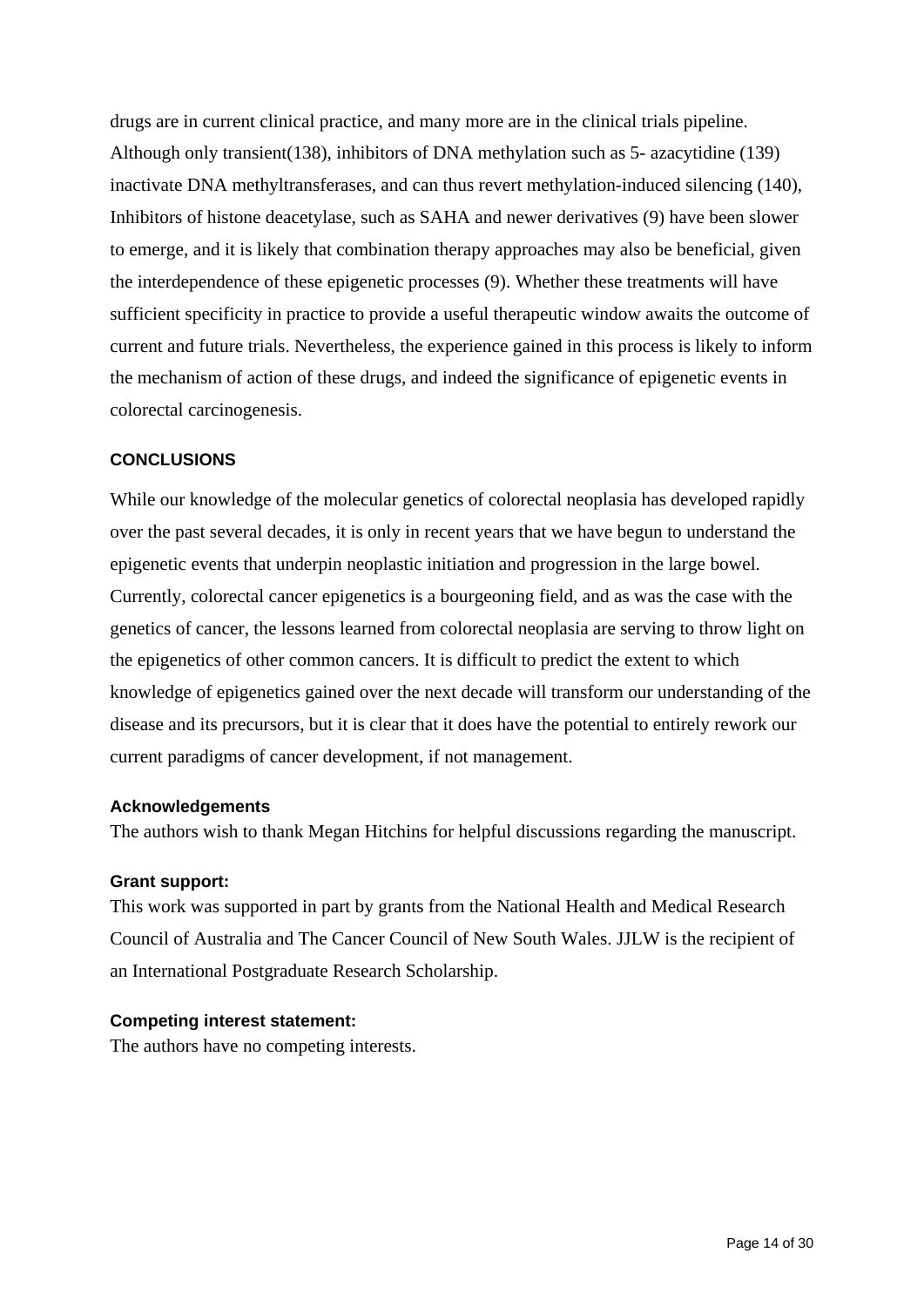drugs are in current clinical practice, and many more are in the clinical trials pipeline. Although only transient(138), inhibitors of DNA methylation such as 5- azacytidine (139) inactivate DNA methyltransferases, and can thus revert methylation-induced silencing (140), Inhibitors of histone deacetylase, such as SAHA and newer derivatives (9) have been slower to emerge, and it is likely that combination therapy approaches may also be beneficial, given the interdependence of these epigenetic processes (9). Whether these treatments will have sufficient specificity in practice to provide a useful therapeutic window awaits the outcome of current and future trials. Nevertheless, the experience gained in this process is likely to inform the mechanism of action of these drugs, and indeed the significance of epigenetic events in colorectal carcinogenesis.

## CONCLUSIONS

While our knowledge of the molecular genetics of colorectal neoplasia has developed rapidly over the past several decades, it is only in recent years that we have begun to understand the epigenetic events that underpin neoplastic initiation and progression in the large bowel. Currently, colorectal cancer epigenetics is a bourgeoning field, and as was the case with the genetics of cancer, the lessons learned from colorectal neoplasia are serving to throw light on the epigenetics of other common cancers. It is difficult to predict the extent to which knowledge of epigenetics gained over the next decade will transform our understanding of the disease and its precursors, but it is clear that it does have the potential to entirely rework our current paradigms of cancer development, if not management.

### Acknowledgements

The authors wish to thank Megan Hitchins for helpful discussions regarding the manuscript.

### Grant support:

This work was supported in part by grants from the National Health and Medical Research Council of Australia and The Cancer Council of New South Wales. JJLW is the recipient of an International Postgraduate Research Scholarship.

### Competing interest statement:

The authors have no competing interests.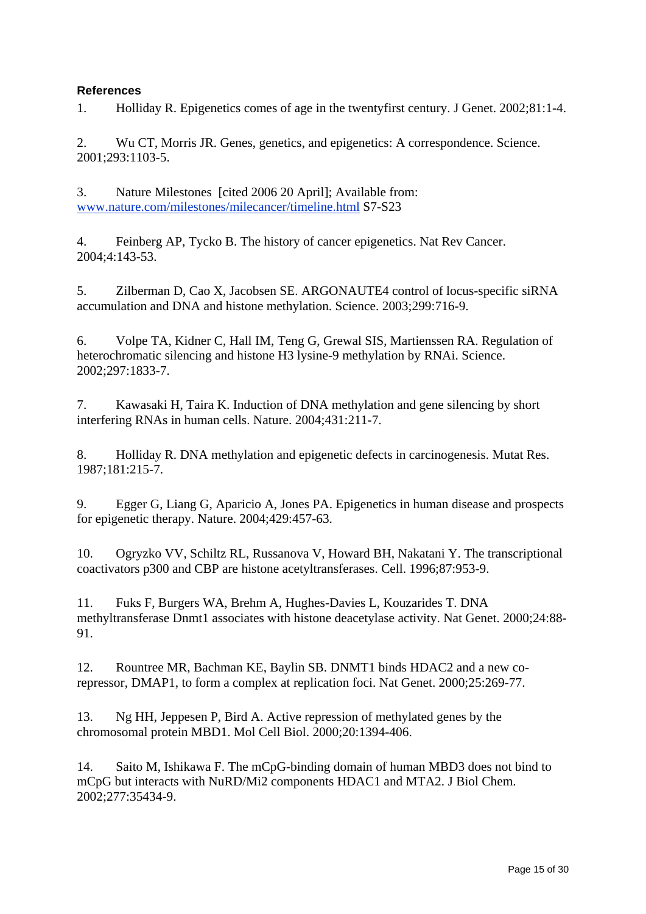**References**

1. Holliday R. Epigenetics comes of age in the twentyfirst century. J Genet. 2002;81:1-4.

2. Wu CT, Morris JR. Genes, genetics, and epigenetics: A correspondence. Science. 2001;293:1103-5.

3. Nature Milestones [cited 2006 20 April]; Available from: www.nature.com/milestones/milecancer/timeline.html S7-S23

4. Feinberg AP, Tycko B. The history of cancer epigenetics. Nat Rev Cancer. 2004;4:143-53.

5. Zilberman D, Cao X, Jacobsen SE. ARGONAUTE4 control of locus-specific siRNA accumulation and DNA and histone methylation. Science. 2003;299:716-9.

6. Volpe TA, Kidner C, Hall IM, Teng G, Grewal SIS, Martienssen RA. Regulation of heterochromatic silencing and histone H3 lysine-9 methylation by RNAi. Science. 2002;297:1833-7.

7. Kawasaki H, Taira K. Induction of DNA methylation and gene silencing by short interfering RNAs in human cells. Nature. 2004;431:211-7.

8. Holliday R. DNA methylation and epigenetic defects in carcinogenesis. Mutat Res. 1987;181:215-7.

9. Egger G, Liang G, Aparicio A, Jones PA. Epigenetics in human disease and prospects for epigenetic therapy. Nature. 2004;429:457-63.

10. Ogryzko VV, Schiltz RL, Russanova V, Howard BH, Nakatani Y. The transcriptional coactivators p300 and CBP are histone acetyltransferases. Cell. 1996;87:953-9.

11. Fuks F, Burgers WA, Brehm A, Hughes-Davies L, Kouzarides T. DNA methyltransferase Dnmt1 associates with histone deacetylase activity. Nat Genet. 2000;24:88-91.

12. Rountree MR, Bachman KE, Baylin SB. DNMT1 binds HDAC2 and a new co-repressor, DMAP1, to form a complex at replication foci. Nat Genet. 2000;25:269-77.

13. Ng HH, Jeppesen P, Bird A. Active repression of methylated genes by the chromosomal protein MBD1. Mol Cell Biol. 2000;20:1394-406.

14. Saito M, Ishikawa F. The mCpG-binding domain of human MBD3 does not bind to mCpG but interacts with NuRD/Mi2 components HDAC1 and MTA2. J Biol Chem. 2002;277:35434-9.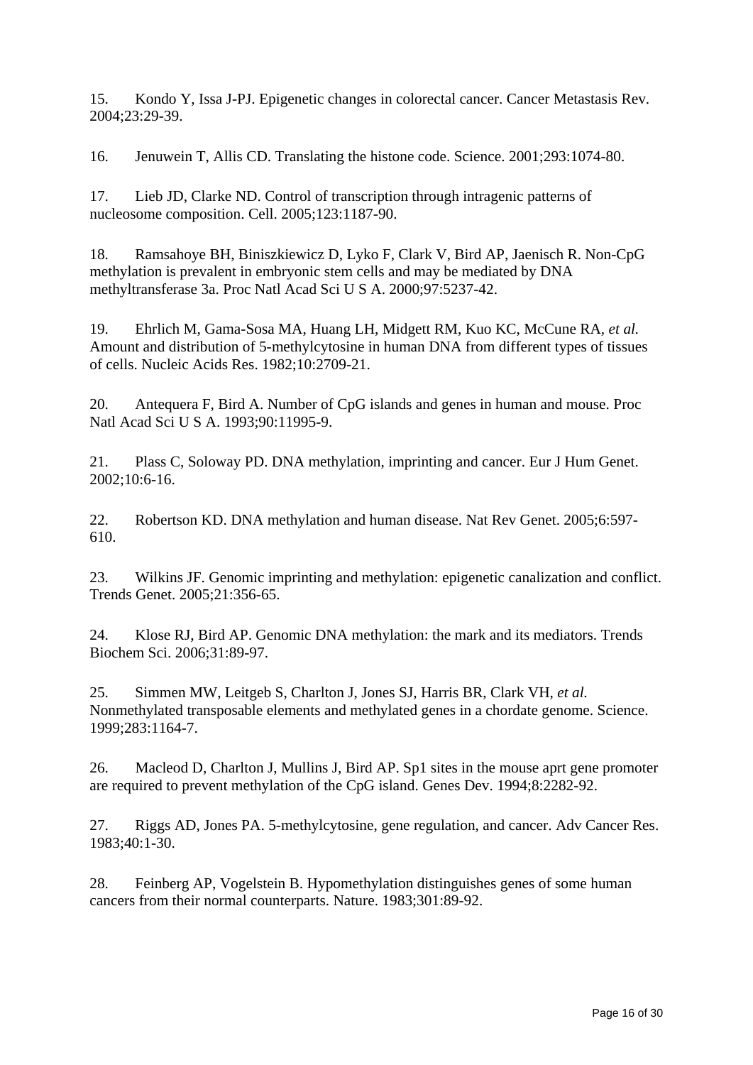15. Kondo Y, Issa J-PJ. Epigenetic changes in colorectal cancer. Cancer Metastasis Rev. 2004;23:29-39.

16. Jenuwein T, Allis CD. Translating the histone code. Science. 2001;293:1074-80.

17. Lieb JD, Clarke ND. Control of transcription through intragenic patterns of nucleosome composition. Cell. 2005;123:1187-90.

18. Ramsahoye BH, Biniszkiewicz D, Lyko F, Clark V, Bird AP, Jaenisch R. Non-CpG methylation is prevalent in embryonic stem cells and may be mediated by DNA methyltransferase 3a. Proc Natl Acad Sci U S A. 2000;97:5237-42.

19. Ehrlich M, Gama-Sosa MA, Huang LH, Midgett RM, Kuo KC, McCune RA, *et al.* Amount and distribution of 5-methylcytosine in human DNA from different types of tissues of cells. Nucleic Acids Res. 1982;10:2709-21.

20. Antequera F, Bird A. Number of CpG islands and genes in human and mouse. Proc Natl Acad Sci U S A. 1993;90:11995-9.

21. Plass C, Soloway PD. DNA methylation, imprinting and cancer. Eur J Hum Genet. 2002;10:6-16.

22. Robertson KD. DNA methylation and human disease. Nat Rev Genet. 2005;6:597-610.

23. Wilkins JF. Genomic imprinting and methylation: epigenetic canalization and conflict. Trends Genet. 2005;21:356-65.

24. Klose RJ, Bird AP. Genomic DNA methylation: the mark and its mediators. Trends Biochem Sci. 2006;31:89-97.

25. Simmen MW, Leitgeb S, Charlton J, Jones SJ, Harris BR, Clark VH, *et al.* Nonmethylated transposable elements and methylated genes in a chordate genome. Science. 1999;283:1164-7.

26. Macleod D, Charlton J, Mullins J, Bird AP. Sp1 sites in the mouse aprt gene promoter are required to prevent methylation of the CpG island. Genes Dev. 1994;8:2282-92.

27. Riggs AD, Jones PA. 5-methylcytosine, gene regulation, and cancer. Adv Cancer Res. 1983;40:1-30.

28. Feinberg AP, Vogelstein B. Hypomethylation distinguishes genes of some human cancers from their normal counterparts. Nature. 1983;301:89-92.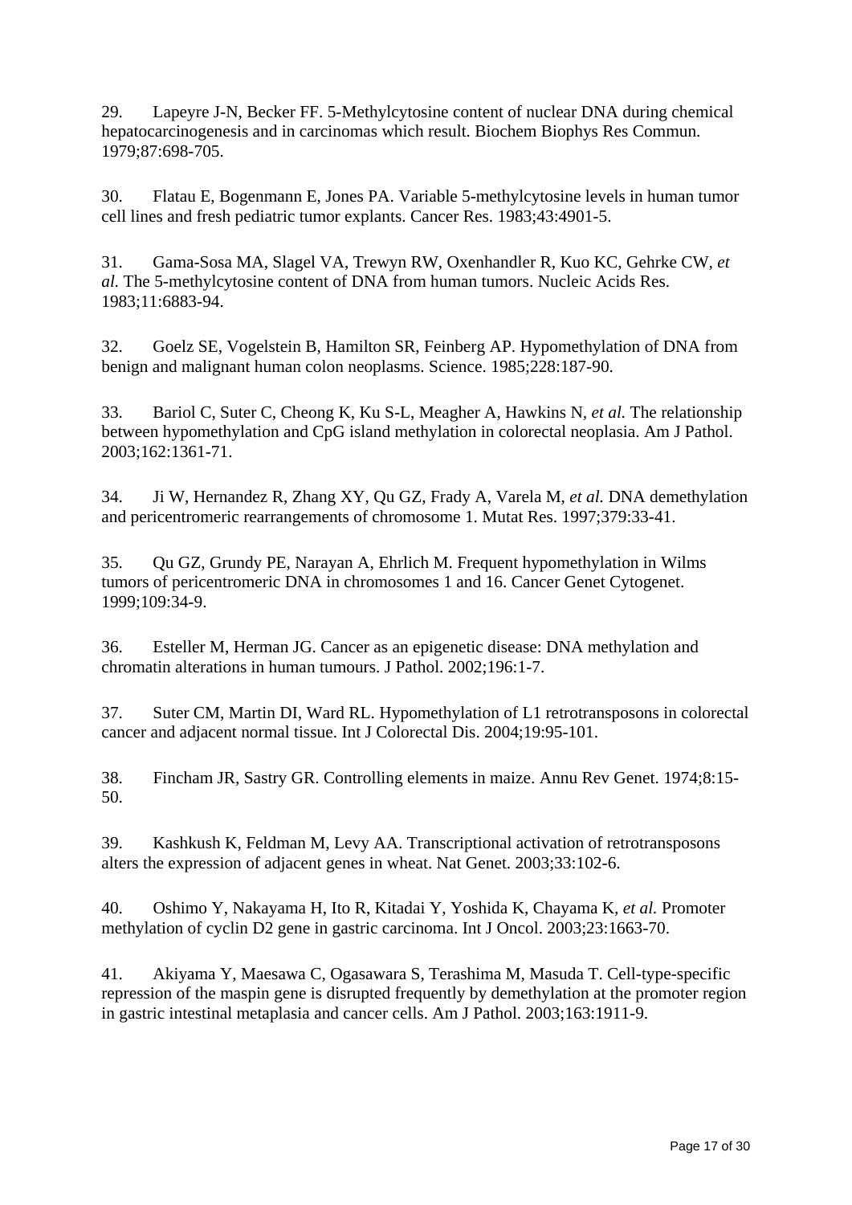29. Lapeyre J-N, Becker FF. 5-Methylcytosine content of nuclear DNA during chemical hepatocarcinogenesis and in carcinomas which result. Biochem Biophys Res Commun. 1979;87:698-705.

30. Flatau E, Bogenmann E, Jones PA. Variable 5-methylcytosine levels in human tumor cell lines and fresh pediatric tumor explants. Cancer Res. 1983;43:4901-5.

31. Gama-Sosa MA, Slagel VA, Trewyn RW, Oxenhandler R, Kuo KC, Gehrke CW, *et al.* The 5-methylcytosine content of DNA from human tumors. Nucleic Acids Res. 1983;11:6883-94.

32. Goelz SE, Vogelstein B, Hamilton SR, Feinberg AP. Hypomethylation of DNA from benign and malignant human colon neoplasms. Science. 1985;228:187-90.

33. Bariol C, Suter C, Cheong K, Ku S-L, Meagher A, Hawkins N, *et al.* The relationship between hypomethylation and CpG island methylation in colorectal neoplasia. Am J Pathol. 2003;162:1361-71.

34. Ji W, Hernandez R, Zhang XY, Qu GZ, Frady A, Varela M, *et al.* DNA demethylation and pericentromeric rearrangements of chromosome 1. Mutat Res. 1997;379:33-41.

35. Qu GZ, Grundy PE, Narayan A, Ehrlich M. Frequent hypomethylation in Wilms tumors of pericentromeric DNA in chromosomes 1 and 16. Cancer Genet Cytogenet. 1999;109:34-9.

36. Esteller M, Herman JG. Cancer as an epigenetic disease: DNA methylation and chromatin alterations in human tumours. J Pathol. 2002;196:1-7.

37. Suter CM, Martin DI, Ward RL. Hypomethylation of L1 retrotransposons in colorectal cancer and adjacent normal tissue. Int J Colorectal Dis. 2004;19:95-101.

38. Fincham JR, Sastry GR. Controlling elements in maize. Annu Rev Genet. 1974;8:15-50.

39. Kashkush K, Feldman M, Levy AA. Transcriptional activation of retrotransposons alters the expression of adjacent genes in wheat. Nat Genet. 2003;33:102-6.

40. Oshimo Y, Nakayama H, Ito R, Kitadai Y, Yoshida K, Chayama K, *et al.* Promoter methylation of cyclin D2 gene in gastric carcinoma. Int J Oncol. 2003;23:1663-70.

41. Akiyama Y, Maesawa C, Ogasawara S, Terashima M, Masuda T. Cell-type-specific repression of the maspin gene is disrupted frequently by demethylation at the promoter region in gastric intestinal metaplasia and cancer cells. Am J Pathol. 2003;163:1911-9.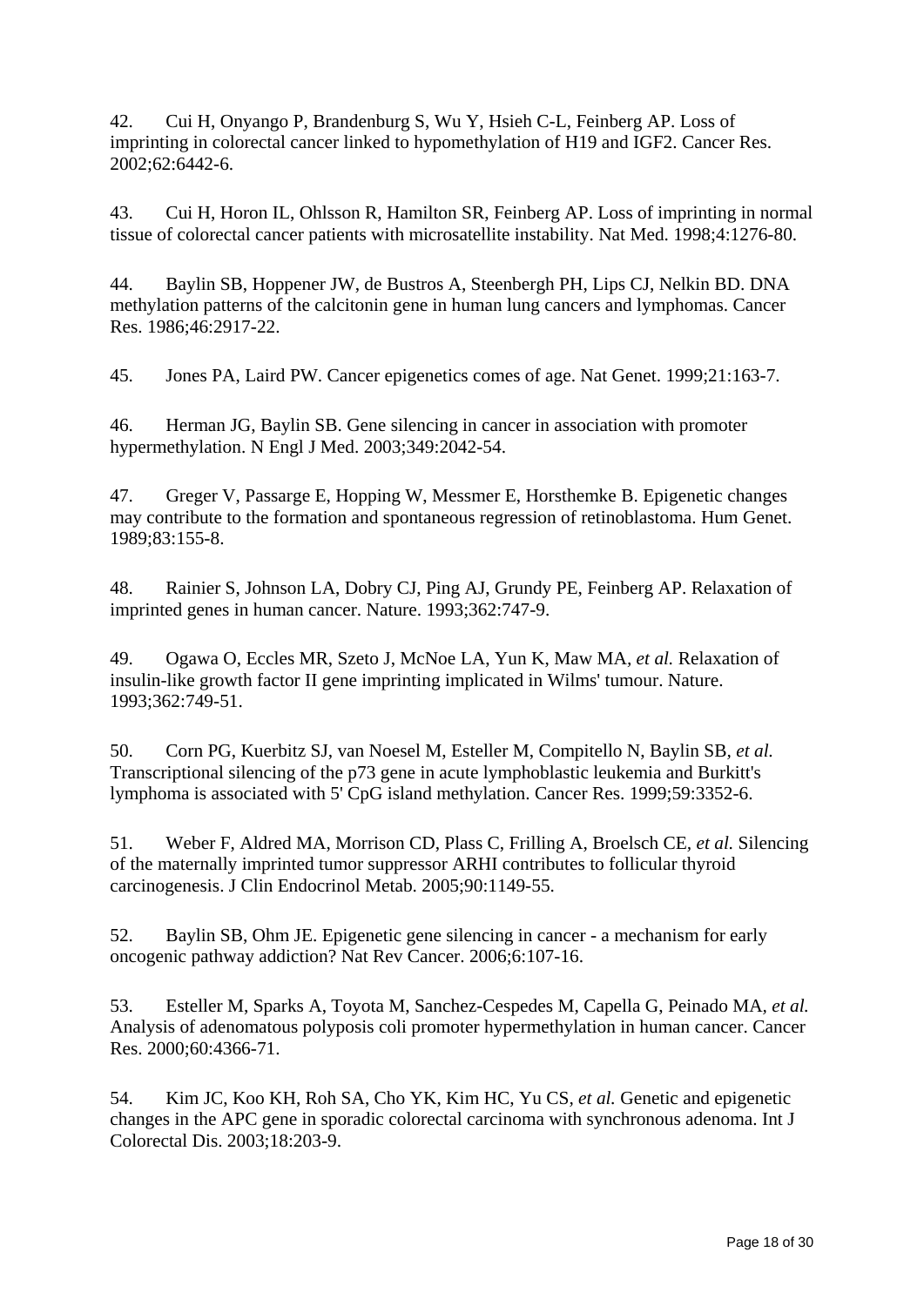42. Cui H, Onyango P, Brandenburg S, Wu Y, Hsieh C-L, Feinberg AP. Loss of imprinting in colorectal cancer linked to hypomethylation of H19 and IGF2. Cancer Res. 2002;62:6442-6.

43. Cui H, Horon IL, Ohlsson R, Hamilton SR, Feinberg AP. Loss of imprinting in normal tissue of colorectal cancer patients with microsatellite instability. Nat Med. 1998;4:1276-80.

44. Baylin SB, Hoppener JW, de Bustros A, Steenbergh PH, Lips CJ, Nelkin BD. DNA methylation patterns of the calcitonin gene in human lung cancers and lymphomas. Cancer Res. 1986;46:2917-22.

45. Jones PA, Laird PW. Cancer epigenetics comes of age. Nat Genet. 1999;21:163-7.

46. Herman JG, Baylin SB. Gene silencing in cancer in association with promoter hypermethylation. N Engl J Med. 2003;349:2042-54.

47. Greger V, Passarge E, Hopping W, Messmer E, Horsthemke B. Epigenetic changes may contribute to the formation and spontaneous regression of retinoblastoma. Hum Genet. 1989;83:155-8.

48. Rainier S, Johnson LA, Dobry CJ, Ping AJ, Grundy PE, Feinberg AP. Relaxation of imprinted genes in human cancer. Nature. 1993;362:747-9.

49. Ogawa O, Eccles MR, Szeto J, McNoe LA, Yun K, Maw MA, *et al.* Relaxation of insulin-like growth factor II gene imprinting implicated in Wilms' tumour. Nature. 1993;362:749-51.

50. Corn PG, Kuerbitz SJ, van Noesel M, Esteller M, Compitello N, Baylin SB, *et al.* Transcriptional silencing of the p73 gene in acute lymphoblastic leukemia and Burkitt's lymphoma is associated with 5' CpG island methylation. Cancer Res. 1999;59:3352-6.

51. Weber F, Aldred MA, Morrison CD, Plass C, Frilling A, Broelsch CE, *et al.* Silencing of the maternally imprinted tumor suppressor ARHI contributes to follicular thyroid carcinogenesis. J Clin Endocrinol Metab. 2005;90:1149-55.

52. Baylin SB, Ohm JE. Epigenetic gene silencing in cancer - a mechanism for early oncogenic pathway addiction? Nat Rev Cancer. 2006;6:107-16.

53. Esteller M, Sparks A, Toyota M, Sanchez-Cespedes M, Capella G, Peinado MA, *et al.* Analysis of adenomatous polyposis coli promoter hypermethylation in human cancer. Cancer Res. 2000;60:4366-71.

54. Kim JC, Koo KH, Roh SA, Cho YK, Kim HC, Yu CS, *et al.* Genetic and epigenetic changes in the APC gene in sporadic colorectal carcinoma with synchronous adenoma. Int J Colorectal Dis. 2003;18:203-9.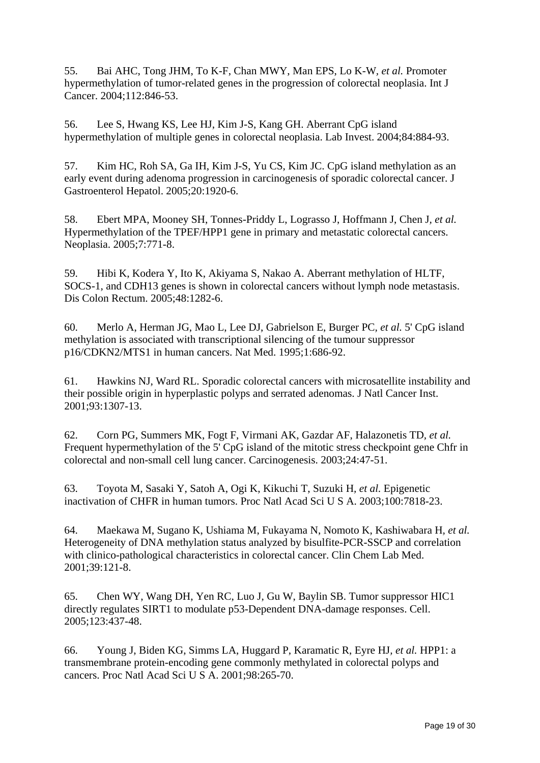55. Bai AHC, Tong JHM, To K-F, Chan MWY, Man EPS, Lo K-W, *et al.* Promoter hypermethylation of tumor-related genes in the progression of colorectal neoplasia. Int J Cancer. 2004;112:846-53.

56. Lee S, Hwang KS, Lee HJ, Kim J-S, Kang GH. Aberrant CpG island hypermethylation of multiple genes in colorectal neoplasia. Lab Invest. 2004;84:884-93.

57. Kim HC, Roh SA, Ga IH, Kim J-S, Yu CS, Kim JC. CpG island methylation as an early event during adenoma progression in carcinogenesis of sporadic colorectal cancer. J Gastroenterol Hepatol. 2005;20:1920-6.

58. Ebert MPA, Mooney SH, Tonnes-Priddy L, Lograsso J, Hoffmann J, Chen J, *et al.* Hypermethylation of the TPEF/HPP1 gene in primary and metastatic colorectal cancers. Neoplasia. 2005;7:771-8.

59. Hibi K, Kodera Y, Ito K, Akiyama S, Nakao A. Aberrant methylation of HLTF, SOCS-1, and CDH13 genes is shown in colorectal cancers without lymph node metastasis. Dis Colon Rectum. 2005;48:1282-6.

60. Merlo A, Herman JG, Mao L, Lee DJ, Gabrielson E, Burger PC, *et al.* 5' CpG island methylation is associated with transcriptional silencing of the tumour suppressor p16/CDKN2/MTS1 in human cancers. Nat Med. 1995;1:686-92.

61. Hawkins NJ, Ward RL. Sporadic colorectal cancers with microsatellite instability and their possible origin in hyperplastic polyps and serrated adenomas. J Natl Cancer Inst. 2001;93:1307-13.

62. Corn PG, Summers MK, Fogt F, Virmani AK, Gazdar AF, Halazonetis TD, *et al.* Frequent hypermethylation of the 5' CpG island of the mitotic stress checkpoint gene Chfr in colorectal and non-small cell lung cancer. Carcinogenesis. 2003;24:47-51.

63. Toyota M, Sasaki Y, Satoh A, Ogi K, Kikuchi T, Suzuki H, *et al.* Epigenetic inactivation of CHFR in human tumors. Proc Natl Acad Sci U S A. 2003;100:7818-23.

64. Maekawa M, Sugano K, Ushiama M, Fukayama N, Nomoto K, Kashiwabara H, *et al.* Heterogeneity of DNA methylation status analyzed by bisulfite-PCR-SSCP and correlation with clinico-pathological characteristics in colorectal cancer. Clin Chem Lab Med. 2001;39:121-8.

65. Chen WY, Wang DH, Yen RC, Luo J, Gu W, Baylin SB. Tumor suppressor HIC1 directly regulates SIRT1 to modulate p53-Dependent DNA-damage responses. Cell. 2005;123:437-48.

66. Young J, Biden KG, Simms LA, Huggard P, Karamatic R, Eyre HJ, *et al.* HPP1: a transmembrane protein-encoding gene commonly methylated in colorectal polyps and cancers. Proc Natl Acad Sci U S A. 2001;98:265-70.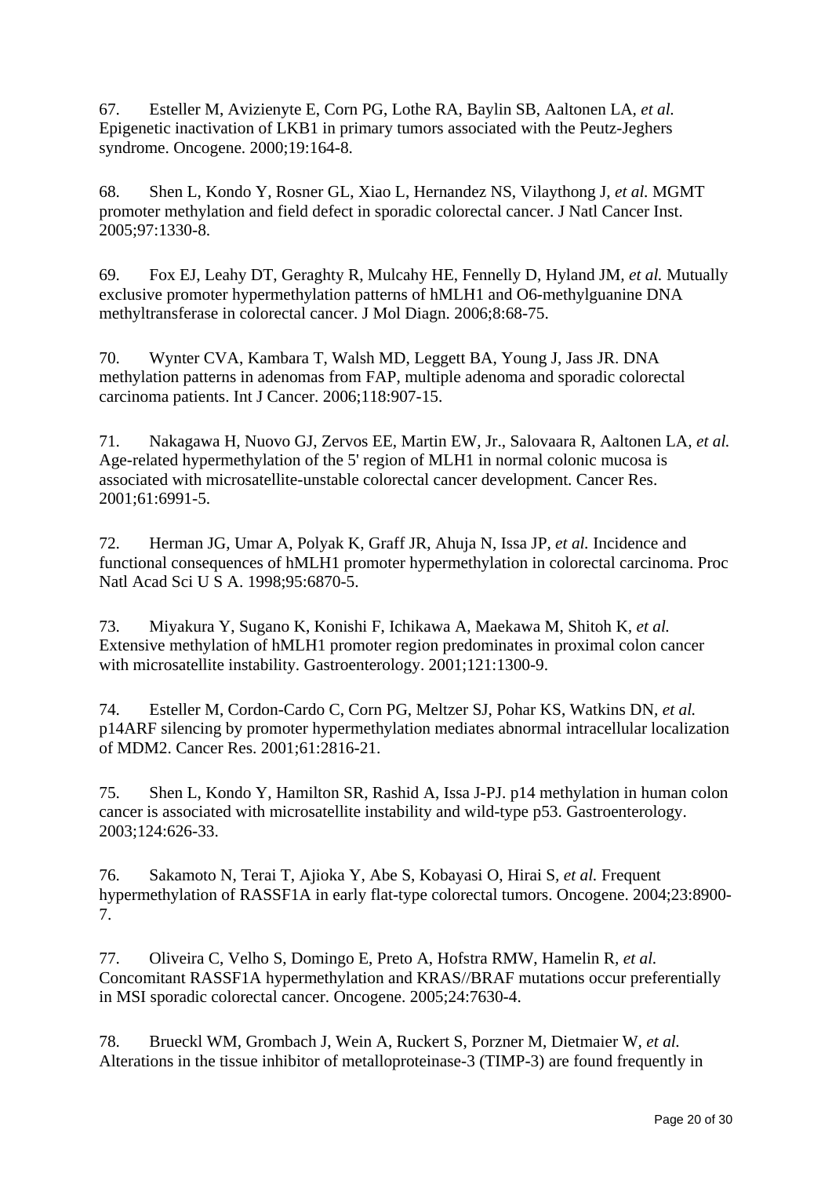67. Esteller M, Avizienyte E, Corn PG, Lothe RA, Baylin SB, Aaltonen LA, *et al.* Epigenetic inactivation of LKB1 in primary tumors associated with the Peutz-Jeghers syndrome. Oncogene. 2000;19:164-8.

68. Shen L, Kondo Y, Rosner GL, Xiao L, Hernandez NS, Vilaythong J, *et al.* MGMT promoter methylation and field defect in sporadic colorectal cancer. J Natl Cancer Inst. 2005;97:1330-8.

69. Fox EJ, Leahy DT, Geraghty R, Mulcahy HE, Fennelly D, Hyland JM, *et al.* Mutually exclusive promoter hypermethylation patterns of hMLH1 and O6-methylguanine DNA methyltransferase in colorectal cancer. J Mol Diagn. 2006;8:68-75.

70. Wynter CVA, Kambara T, Walsh MD, Leggett BA, Young J, Jass JR. DNA methylation patterns in adenomas from FAP, multiple adenoma and sporadic colorectal carcinoma patients. Int J Cancer. 2006;118:907-15.

71. Nakagawa H, Nuovo GJ, Zervos EE, Martin EW, Jr., Salovaara R, Aaltonen LA, *et al.* Age-related hypermethylation of the 5' region of MLH1 in normal colonic mucosa is associated with microsatellite-unstable colorectal cancer development. Cancer Res. 2001;61:6991-5.

72. Herman JG, Umar A, Polyak K, Graff JR, Ahuja N, Issa JP, *et al.* Incidence and functional consequences of hMLH1 promoter hypermethylation in colorectal carcinoma. Proc Natl Acad Sci U S A. 1998;95:6870-5.

73. Miyakura Y, Sugano K, Konishi F, Ichikawa A, Maekawa M, Shitoh K, *et al.* Extensive methylation of hMLH1 promoter region predominates in proximal colon cancer with microsatellite instability. Gastroenterology. 2001;121:1300-9.

74. Esteller M, Cordon-Cardo C, Corn PG, Meltzer SJ, Pohar KS, Watkins DN, *et al.* p14ARF silencing by promoter hypermethylation mediates abnormal intracellular localization of MDM2. Cancer Res. 2001;61:2816-21.

75. Shen L, Kondo Y, Hamilton SR, Rashid A, Issa J-PJ. p14 methylation in human colon cancer is associated with microsatellite instability and wild-type p53. Gastroenterology. 2003;124:626-33.

76. Sakamoto N, Terai T, Ajioka Y, Abe S, Kobayasi O, Hirai S, *et al.* Frequent hypermethylation of RASSF1A in early flat-type colorectal tumors. Oncogene. 2004;23:8900-7.

77. Oliveira C, Velho S, Domingo E, Preto A, Hofstra RMW, Hamelin R, *et al.* Concomitant RASSF1A hypermethylation and KRAS//BRAF mutations occur preferentially in MSI sporadic colorectal cancer. Oncogene. 2005;24:7630-4.

78. Brueckl WM, Grombach J, Wein A, Ruckert S, Porzner M, Dietmaier W, *et al.* Alterations in the tissue inhibitor of metalloproteinase-3 (TIMP-3) are found frequently in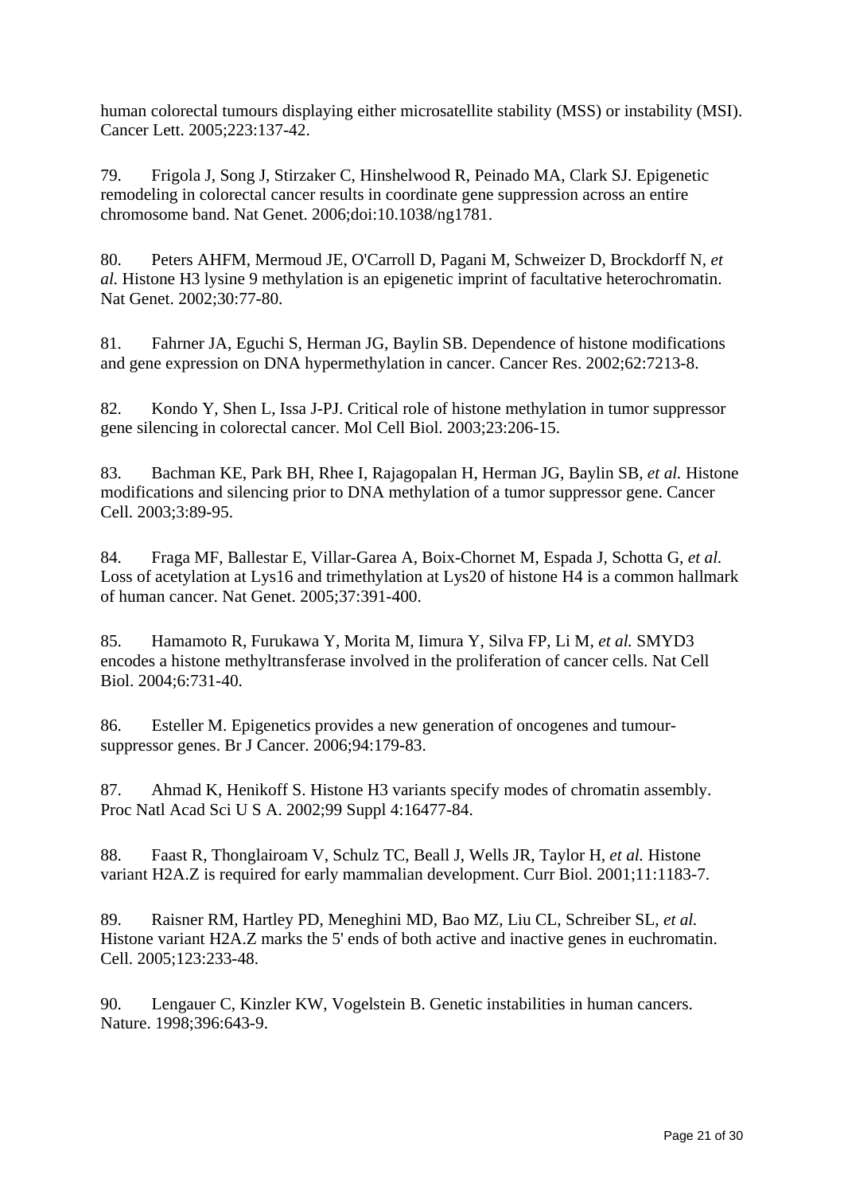human colorectal tumours displaying either microsatellite stability (MSS) or instability (MSI). Cancer Lett. 2005;223:137-42.

79. Frigola J, Song J, Stirzaker C, Hinshelwood R, Peinado MA, Clark SJ. Epigenetic remodeling in colorectal cancer results in coordinate gene suppression across an entire chromosome band. Nat Genet. 2006;doi:10.1038/ng1781.

80. Peters AHFM, Mermoud JE, O'Carroll D, Pagani M, Schweizer D, Brockdorff N, *et al.* Histone H3 lysine 9 methylation is an epigenetic imprint of facultative heterochromatin. Nat Genet. 2002;30:77-80.

81. Fahrner JA, Eguchi S, Herman JG, Baylin SB. Dependence of histone modifications and gene expression on DNA hypermethylation in cancer. Cancer Res. 2002;62:7213-8.

82. Kondo Y, Shen L, Issa J-PJ. Critical role of histone methylation in tumor suppressor gene silencing in colorectal cancer. Mol Cell Biol. 2003;23:206-15.

83. Bachman KE, Park BH, Rhee I, Rajagopalan H, Herman JG, Baylin SB, *et al.* Histone modifications and silencing prior to DNA methylation of a tumor suppressor gene. Cancer Cell. 2003;3:89-95.

84. Fraga MF, Ballestar E, Villar-Garea A, Boix-Chornet M, Espada J, Schotta G, *et al.* Loss of acetylation at Lys16 and trimethylation at Lys20 of histone H4 is a common hallmark of human cancer. Nat Genet. 2005;37:391-400.

85. Hamamoto R, Furukawa Y, Morita M, Iimura Y, Silva FP, Li M, *et al.* SMYD3 encodes a histone methyltransferase involved in the proliferation of cancer cells. Nat Cell Biol. 2004;6:731-40.

86. Esteller M. Epigenetics provides a new generation of oncogenes and tumour-suppressor genes. Br J Cancer. 2006;94:179-83.

87. Ahmad K, Henikoff S. Histone H3 variants specify modes of chromatin assembly. Proc Natl Acad Sci U S A. 2002;99 Suppl 4:16477-84.

88. Faast R, Thonglairoam V, Schulz TC, Beall J, Wells JR, Taylor H, *et al.* Histone variant H2A.Z is required for early mammalian development. Curr Biol. 2001;11:1183-7.

89. Raisner RM, Hartley PD, Meneghini MD, Bao MZ, Liu CL, Schreiber SL, *et al.* Histone variant H2A.Z marks the 5' ends of both active and inactive genes in euchromatin. Cell. 2005;123:233-48.

90. Lengauer C, Kinzler KW, Vogelstein B. Genetic instabilities in human cancers. Nature. 1998;396:643-9.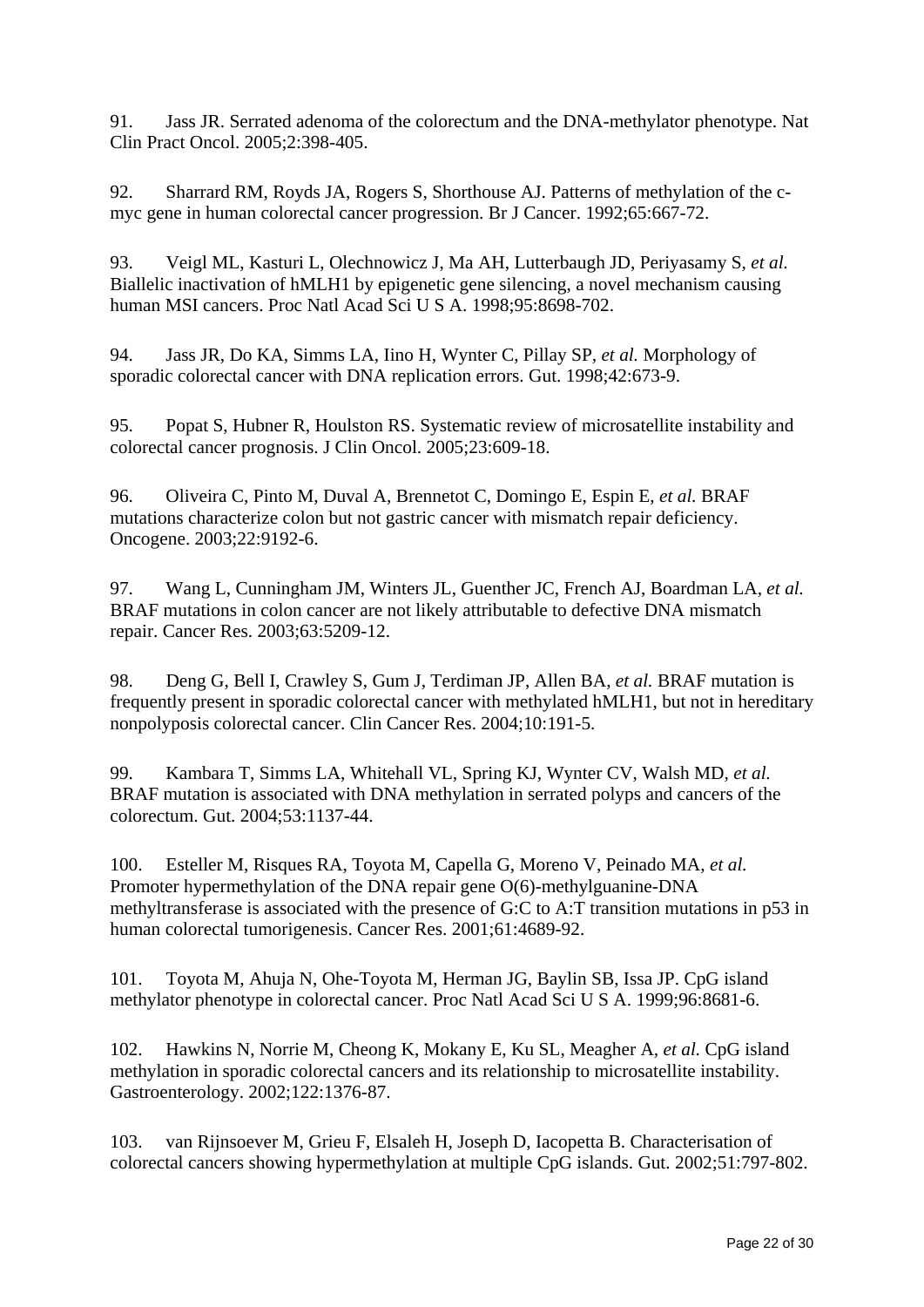91. Jass JR. Serrated adenoma of the colorectum and the DNA-methylator phenotype. Nat Clin Pract Oncol. 2005;2:398-405.

92. Sharrard RM, Royds JA, Rogers S, Shorthouse AJ. Patterns of methylation of the c-myc gene in human colorectal cancer progression. Br J Cancer. 1992;65:667-72.

93. Veigl ML, Kasturi L, Olechnowicz J, Ma AH, Lutterbaugh JD, Periyasamy S, *et al.* Biallelic inactivation of hMLH1 by epigenetic gene silencing, a novel mechanism causing human MSI cancers. Proc Natl Acad Sci U S A. 1998;95:8698-702.

94. Jass JR, Do KA, Simms LA, Iino H, Wynter C, Pillay SP, *et al.* Morphology of sporadic colorectal cancer with DNA replication errors. Gut. 1998;42:673-9.

95. Popat S, Hubner R, Houlston RS. Systematic review of microsatellite instability and colorectal cancer prognosis. J Clin Oncol. 2005;23:609-18.

96. Oliveira C, Pinto M, Duval A, Brennetot C, Domingo E, Espin E, *et al.* BRAF mutations characterize colon but not gastric cancer with mismatch repair deficiency. Oncogene. 2003;22:9192-6.

97. Wang L, Cunningham JM, Winters JL, Guenther JC, French AJ, Boardman LA, *et al.* BRAF mutations in colon cancer are not likely attributable to defective DNA mismatch repair. Cancer Res. 2003;63:5209-12.

98. Deng G, Bell I, Crawley S, Gum J, Terdiman JP, Allen BA, *et al.* BRAF mutation is frequently present in sporadic colorectal cancer with methylated hMLH1, but not in hereditary nonpolyposis colorectal cancer. Clin Cancer Res. 2004;10:191-5.

99. Kambara T, Simms LA, Whitehall VL, Spring KJ, Wynter CV, Walsh MD, *et al.* BRAF mutation is associated with DNA methylation in serrated polyps and cancers of the colorectum. Gut. 2004;53:1137-44.

100. Esteller M, Risques RA, Toyota M, Capella G, Moreno V, Peinado MA, *et al.* Promoter hypermethylation of the DNA repair gene O(6)-methylguanine-DNA methyltransferase is associated with the presence of G:C to A:T transition mutations in p53 in human colorectal tumorigenesis. Cancer Res. 2001;61:4689-92.

101. Toyota M, Ahuja N, Ohe-Toyota M, Herman JG, Baylin SB, Issa JP. CpG island methylator phenotype in colorectal cancer. Proc Natl Acad Sci U S A. 1999;96:8681-6.

102. Hawkins N, Norrie M, Cheong K, Mokany E, Ku SL, Meagher A, *et al.* CpG island methylation in sporadic colorectal cancers and its relationship to microsatellite instability. Gastroenterology. 2002;122:1376-87.

103. van Rijnsoever M, Grieu F, Elsaleh H, Joseph D, Iacopetta B. Characterisation of colorectal cancers showing hypermethylation at multiple CpG islands. Gut. 2002;51:797-802.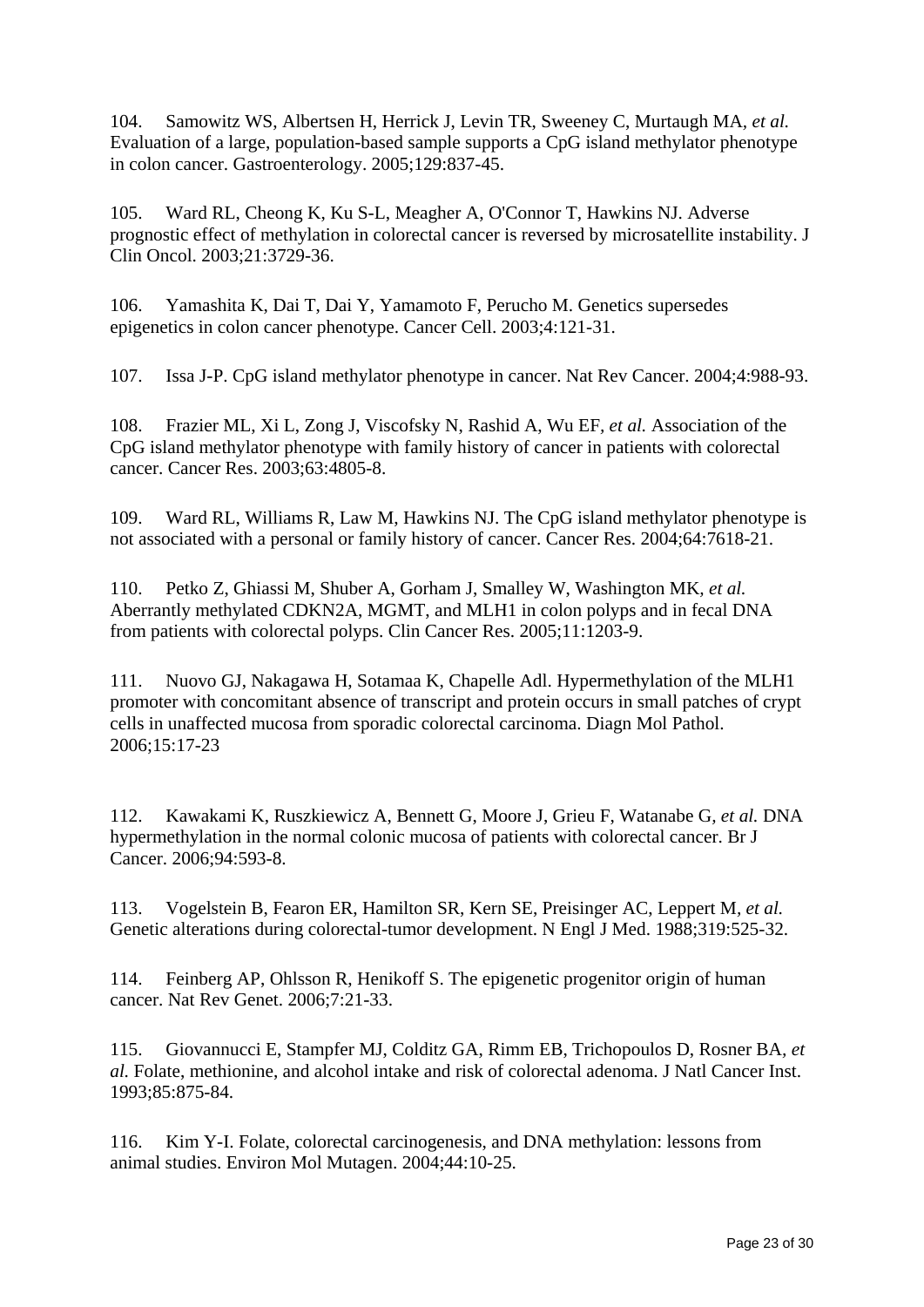104. Samowitz WS, Albertsen H, Herrick J, Levin TR, Sweeney C, Murtaugh MA, *et al.* Evaluation of a large, population-based sample supports a CpG island methylator phenotype in colon cancer. Gastroenterology. 2005;129:837-45.

105. Ward RL, Cheong K, Ku S-L, Meagher A, O'Connor T, Hawkins NJ. Adverse prognostic effect of methylation in colorectal cancer is reversed by microsatellite instability. J Clin Oncol. 2003;21:3729-36.

106. Yamashita K, Dai T, Dai Y, Yamamoto F, Perucho M. Genetics supersedes epigenetics in colon cancer phenotype. Cancer Cell. 2003;4:121-31.

107. Issa J-P. CpG island methylator phenotype in cancer. Nat Rev Cancer. 2004;4:988-93.

108. Frazier ML, Xi L, Zong J, Viscofsky N, Rashid A, Wu EF, *et al.* Association of the CpG island methylator phenotype with family history of cancer in patients with colorectal cancer. Cancer Res. 2003;63:4805-8.

109. Ward RL, Williams R, Law M, Hawkins NJ. The CpG island methylator phenotype is not associated with a personal or family history of cancer. Cancer Res. 2004;64:7618-21.

110. Petko Z, Ghiassi M, Shuber A, Gorham J, Smalley W, Washington MK, *et al.* Aberrantly methylated CDKN2A, MGMT, and MLH1 in colon polyps and in fecal DNA from patients with colorectal polyps. Clin Cancer Res. 2005;11:1203-9.

111. Nuovo GJ, Nakagawa H, Sotamaa K, Chapelle Adl. Hypermethylation of the MLH1 promoter with concomitant absence of transcript and protein occurs in small patches of crypt cells in unaffected mucosa from sporadic colorectal carcinoma. Diagn Mol Pathol. 2006;15:17-23

112. Kawakami K, Ruszkiewicz A, Bennett G, Moore J, Grieu F, Watanabe G, *et al.* DNA hypermethylation in the normal colonic mucosa of patients with colorectal cancer. Br J Cancer. 2006;94:593-8.

113. Vogelstein B, Fearon ER, Hamilton SR, Kern SE, Preisinger AC, Leppert M, *et al.* Genetic alterations during colorectal-tumor development. N Engl J Med. 1988;319:525-32.

114. Feinberg AP, Ohlsson R, Henikoff S. The epigenetic progenitor origin of human cancer. Nat Rev Genet. 2006;7:21-33.

115. Giovannucci E, Stampfer MJ, Colditz GA, Rimm EB, Trichopoulos D, Rosner BA, *et al.* Folate, methionine, and alcohol intake and risk of colorectal adenoma. J Natl Cancer Inst. 1993;85:875-84.

116. Kim Y-I. Folate, colorectal carcinogenesis, and DNA methylation: lessons from animal studies. Environ Mol Mutagen. 2004;44:10-25.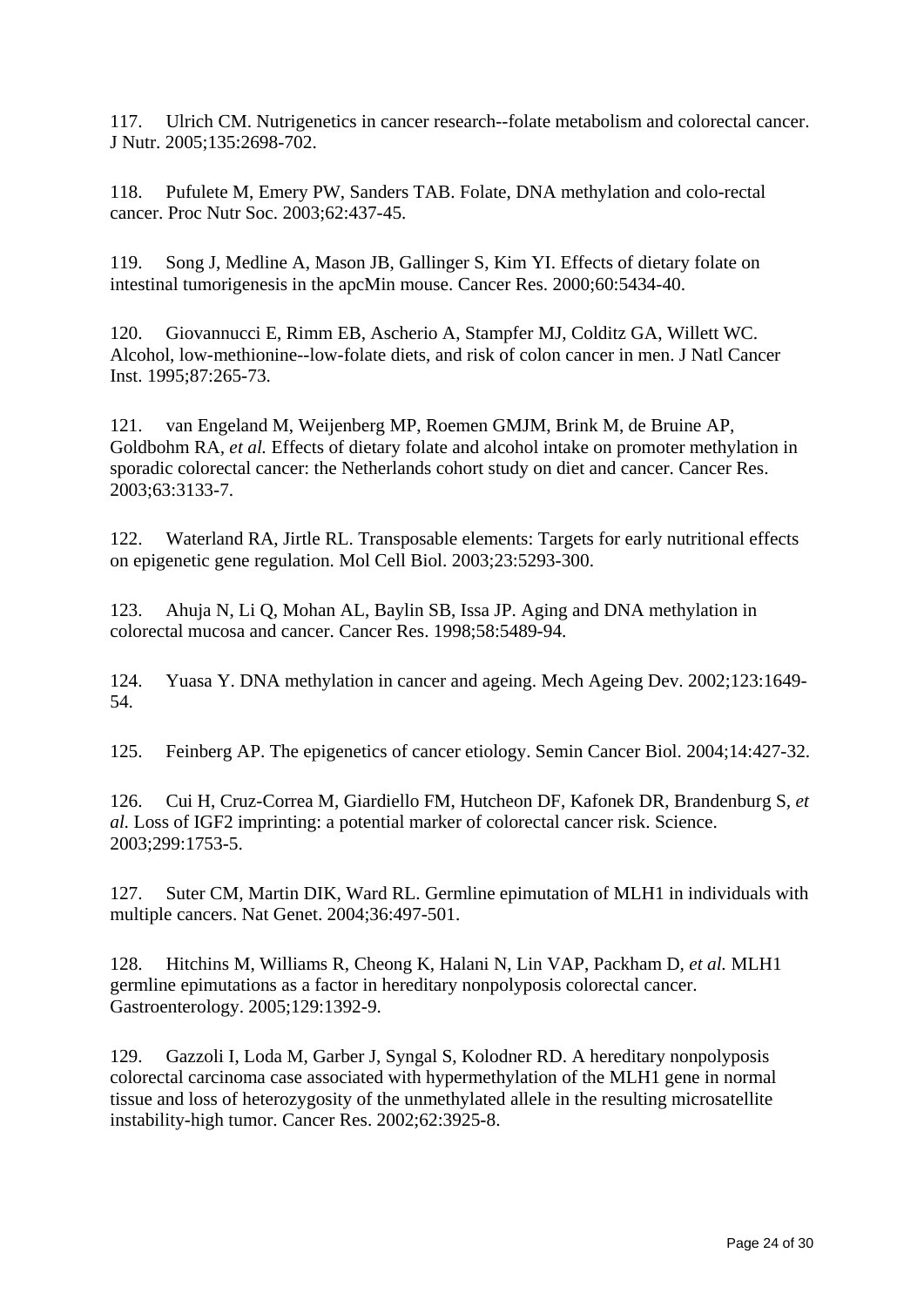117. Ulrich CM. Nutrigenetics in cancer research--folate metabolism and colorectal cancer. J Nutr. 2005;135:2698-702.

118. Pufulete M, Emery PW, Sanders TAB. Folate, DNA methylation and colo-rectal cancer. Proc Nutr Soc. 2003;62:437-45.

119. Song J, Medline A, Mason JB, Gallinger S, Kim YI. Effects of dietary folate on intestinal tumorigenesis in the apcMin mouse. Cancer Res. 2000;60:5434-40.

120. Giovannucci E, Rimm EB, Ascherio A, Stampfer MJ, Colditz GA, Willett WC. Alcohol, low-methionine--low-folate diets, and risk of colon cancer in men. J Natl Cancer Inst. 1995;87:265-73.

121. van Engeland M, Weijenberg MP, Roemen GMJM, Brink M, de Bruine AP, Goldbohm RA, *et al.* Effects of dietary folate and alcohol intake on promoter methylation in sporadic colorectal cancer: the Netherlands cohort study on diet and cancer. Cancer Res. 2003;63:3133-7.

122. Waterland RA, Jirtle RL. Transposable elements: Targets for early nutritional effects on epigenetic gene regulation. Mol Cell Biol. 2003;23:5293-300.

123. Ahuja N, Li Q, Mohan AL, Baylin SB, Issa JP. Aging and DNA methylation in colorectal mucosa and cancer. Cancer Res. 1998;58:5489-94.

124. Yuasa Y. DNA methylation in cancer and ageing. Mech Ageing Dev. 2002;123:1649-54.

125. Feinberg AP. The epigenetics of cancer etiology. Semin Cancer Biol. 2004;14:427-32.

126. Cui H, Cruz-Correa M, Giardiello FM, Hutcheon DF, Kafonek DR, Brandenburg S, *et al.* Loss of IGF2 imprinting: a potential marker of colorectal cancer risk. Science. 2003;299:1753-5.

127. Suter CM, Martin DIK, Ward RL. Germline epimutation of MLH1 in individuals with multiple cancers. Nat Genet. 2004;36:497-501.

128. Hitchins M, Williams R, Cheong K, Halani N, Lin VAP, Packham D, *et al.* MLH1 germline epimutations as a factor in hereditary nonpolyposis colorectal cancer. Gastroenterology. 2005;129:1392-9.

129. Gazzoli I, Loda M, Garber J, Syngal S, Kolodner RD. A hereditary nonpolyposis colorectal carcinoma case associated with hypermethylation of the MLH1 gene in normal tissue and loss of heterozygosity of the unmethylated allele in the resulting microsatellite instability-high tumor. Cancer Res. 2002;62:3925-8.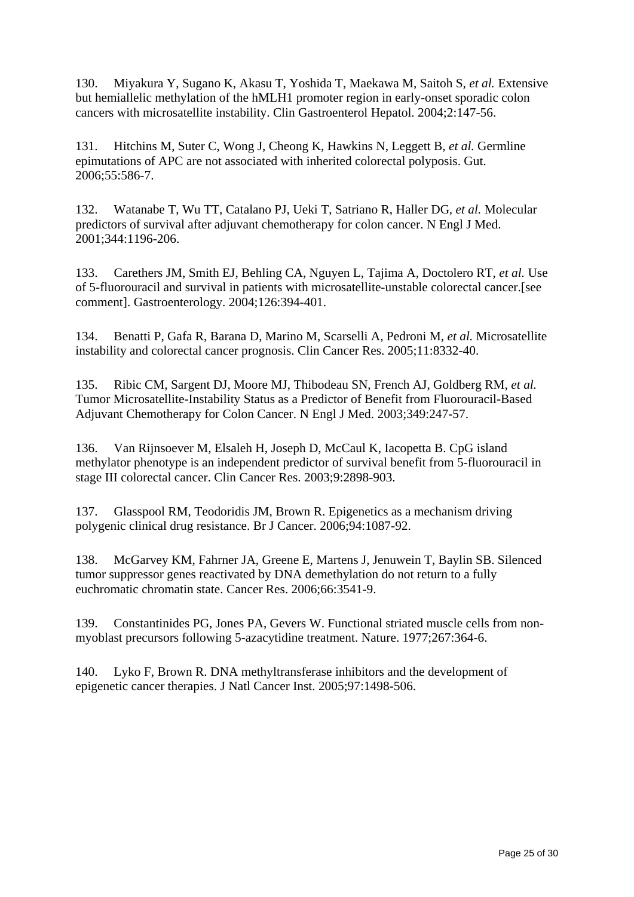130. Miyakura Y, Sugano K, Akasu T, Yoshida T, Maekawa M, Saitoh S, *et al.* Extensive but hemiallelic methylation of the hMLH1 promoter region in early-onset sporadic colon cancers with microsatellite instability. Clin Gastroenterol Hepatol. 2004;2:147-56.

131. Hitchins M, Suter C, Wong J, Cheong K, Hawkins N, Leggett B, *et al.* Germline epimutations of APC are not associated with inherited colorectal polyposis. Gut. 2006;55:586-7.

132. Watanabe T, Wu TT, Catalano PJ, Ueki T, Satriano R, Haller DG, *et al.* Molecular predictors of survival after adjuvant chemotherapy for colon cancer. N Engl J Med. 2001;344:1196-206.

133. Carethers JM, Smith EJ, Behling CA, Nguyen L, Tajima A, Doctolero RT, *et al.* Use of 5-fluorouracil and survival in patients with microsatellite-unstable colorectal cancer.[see comment]. Gastroenterology. 2004;126:394-401.

134. Benatti P, Gafa R, Barana D, Marino M, Scarselli A, Pedroni M, *et al.* Microsatellite instability and colorectal cancer prognosis. Clin Cancer Res. 2005;11:8332-40.

135. Ribic CM, Sargent DJ, Moore MJ, Thibodeau SN, French AJ, Goldberg RM, *et al.* Tumor Microsatellite-Instability Status as a Predictor of Benefit from Fluorouracil-Based Adjuvant Chemotherapy for Colon Cancer. N Engl J Med. 2003;349:247-57.

136. Van Rijnsoever M, Elsaleh H, Joseph D, McCaul K, Iacopetta B. CpG island methylator phenotype is an independent predictor of survival benefit from 5-fluorouracil in stage III colorectal cancer. Clin Cancer Res. 2003;9:2898-903.

137. Glasspool RM, Teodoridis JM, Brown R. Epigenetics as a mechanism driving polygenic clinical drug resistance. Br J Cancer. 2006;94:1087-92.

138. McGarvey KM, Fahrner JA, Greene E, Martens J, Jenuwein T, Baylin SB. Silenced tumor suppressor genes reactivated by DNA demethylation do not return to a fully euchromatic chromatin state. Cancer Res. 2006;66:3541-9.

139. Constantinides PG, Jones PA, Gevers W. Functional striated muscle cells from non-myoblast precursors following 5-azacytidine treatment. Nature. 1977;267:364-6.

140. Lyko F, Brown R. DNA methyltransferase inhibitors and the development of epigenetic cancer therapies. J Natl Cancer Inst. 2005;97:1498-506.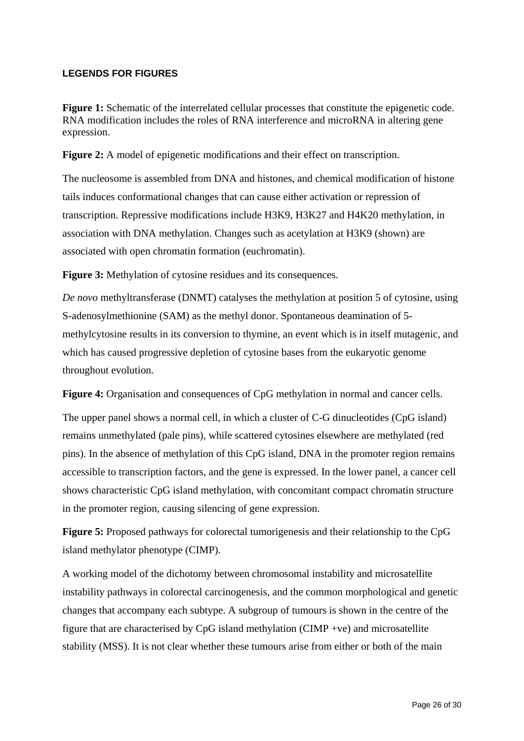## LEGENDS FOR FIGURES

**Figure 1:** Schematic of the interrelated cellular processes that constitute the epigenetic code. RNA modification includes the roles of RNA interference and microRNA in altering gene expression.

**Figure 2:** A model of epigenetic modifications and their effect on transcription.

The nucleosome is assembled from DNA and histones, and chemical modification of histone tails induces conformational changes that can cause either activation or repression of transcription. Repressive modifications include H3K9, H3K27 and H4K20 methylation, in association with DNA methylation. Changes such as acetylation at H3K9 (shown) are associated with open chromatin formation (euchromatin).

**Figure 3:** Methylation of cytosine residues and its consequences.

*De novo* methyltransferase (DNMT) catalyses the methylation at position 5 of cytosine, using S-adenosylmethionine (SAM) as the methyl donor. Spontaneous deamination of 5-methylcytosine results in its conversion to thymine, an event which is in itself mutagenic, and which has caused progressive depletion of cytosine bases from the eukaryotic genome throughout evolution.

**Figure 4:** Organisation and consequences of CpG methylation in normal and cancer cells.

The upper panel shows a normal cell, in which a cluster of C-G dinucleotides (CpG island) remains unmethylated (pale pins), while scattered cytosines elsewhere are methylated (red pins). In the absence of methylation of this CpG island, DNA in the promoter region remains accessible to transcription factors, and the gene is expressed. In the lower panel, a cancer cell shows characteristic CpG island methylation, with concomitant compact chromatin structure in the promoter region, causing silencing of gene expression.

**Figure 5:** Proposed pathways for colorectal tumorigenesis and their relationship to the CpG island methylator phenotype (CIMP).

A working model of the dichotomy between chromosomal instability and microsatellite instability pathways in colorectal carcinogenesis, and the common morphological and genetic changes that accompany each subtype. A subgroup of tumours is shown in the centre of the figure that are characterised by CpG island methylation (CIMP +ve) and microsatellite stability (MSS). It is not clear whether these tumours arise from either or both of the main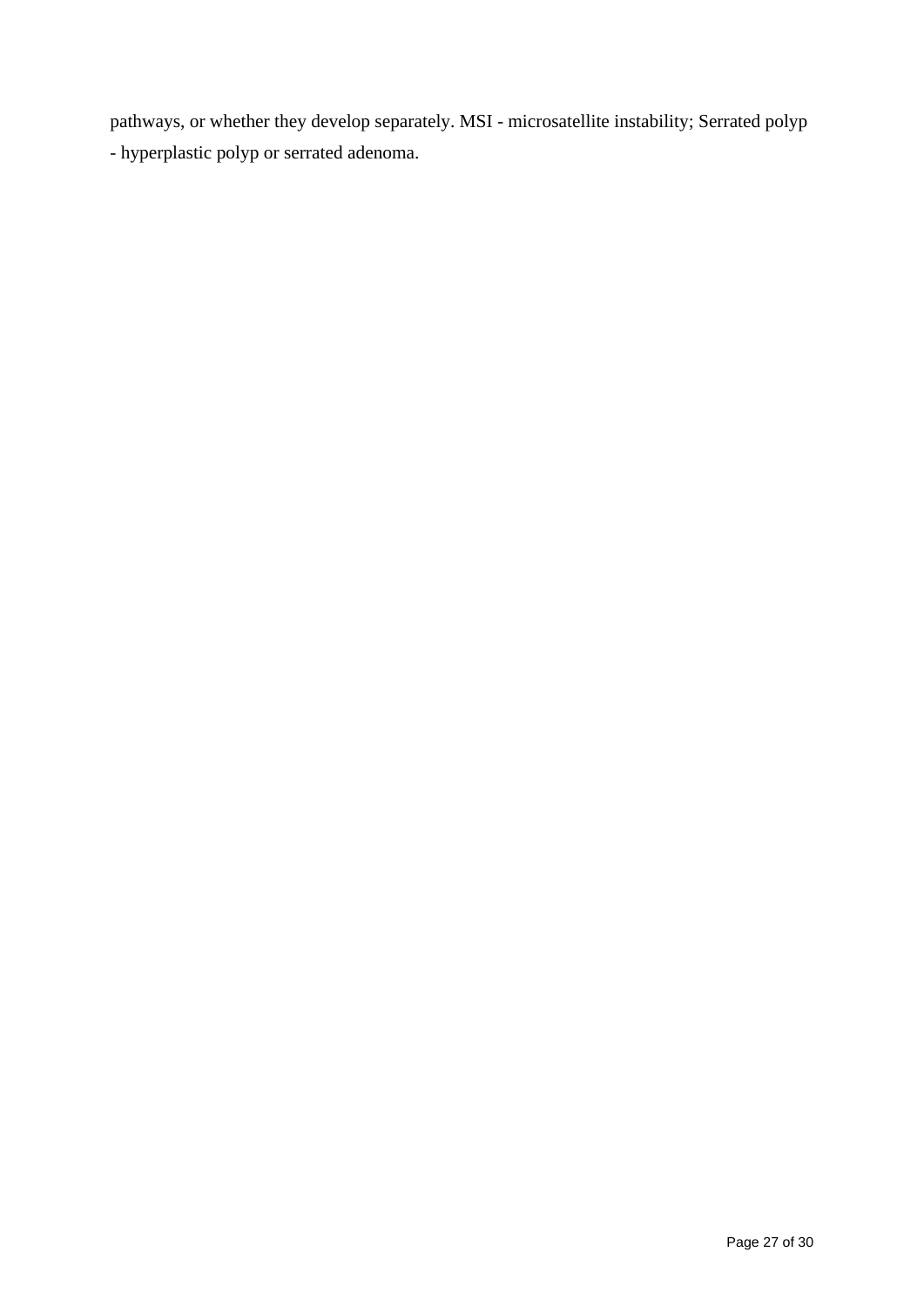pathways, or whether they develop separately. MSI - microsatellite instability; Serrated polyp - hyperplastic polyp or serrated adenoma.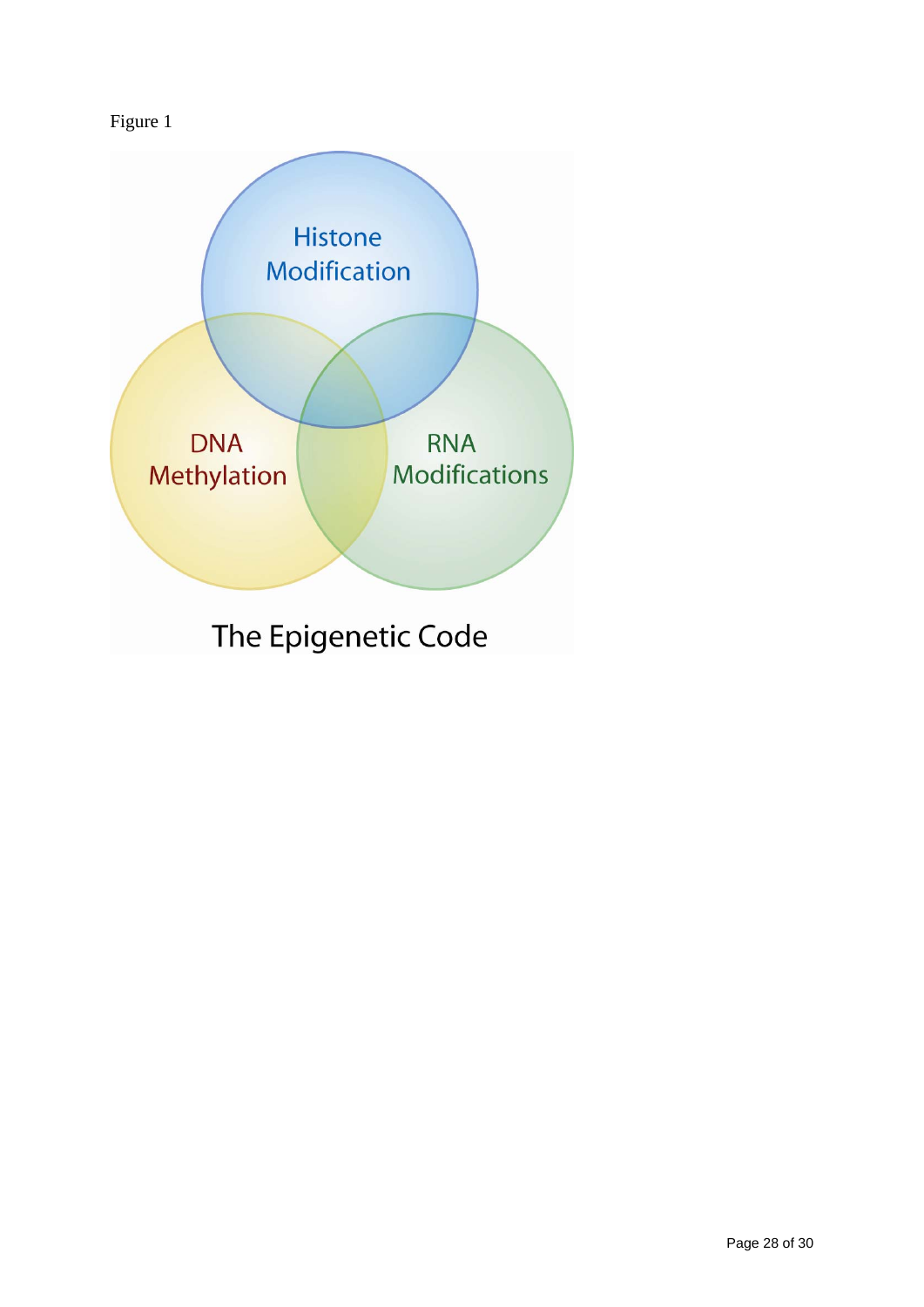Figure 1

Histone Modification

DNA Methylation

RNA Modifications

The Epigenetic Code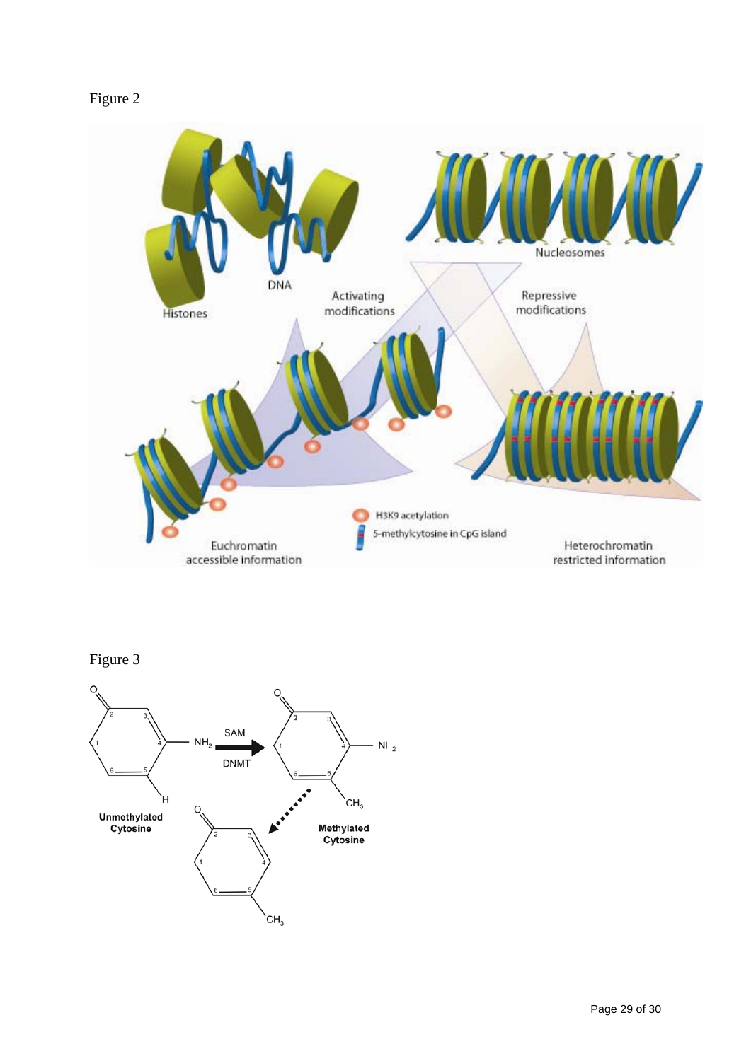Figure 2

Figure 3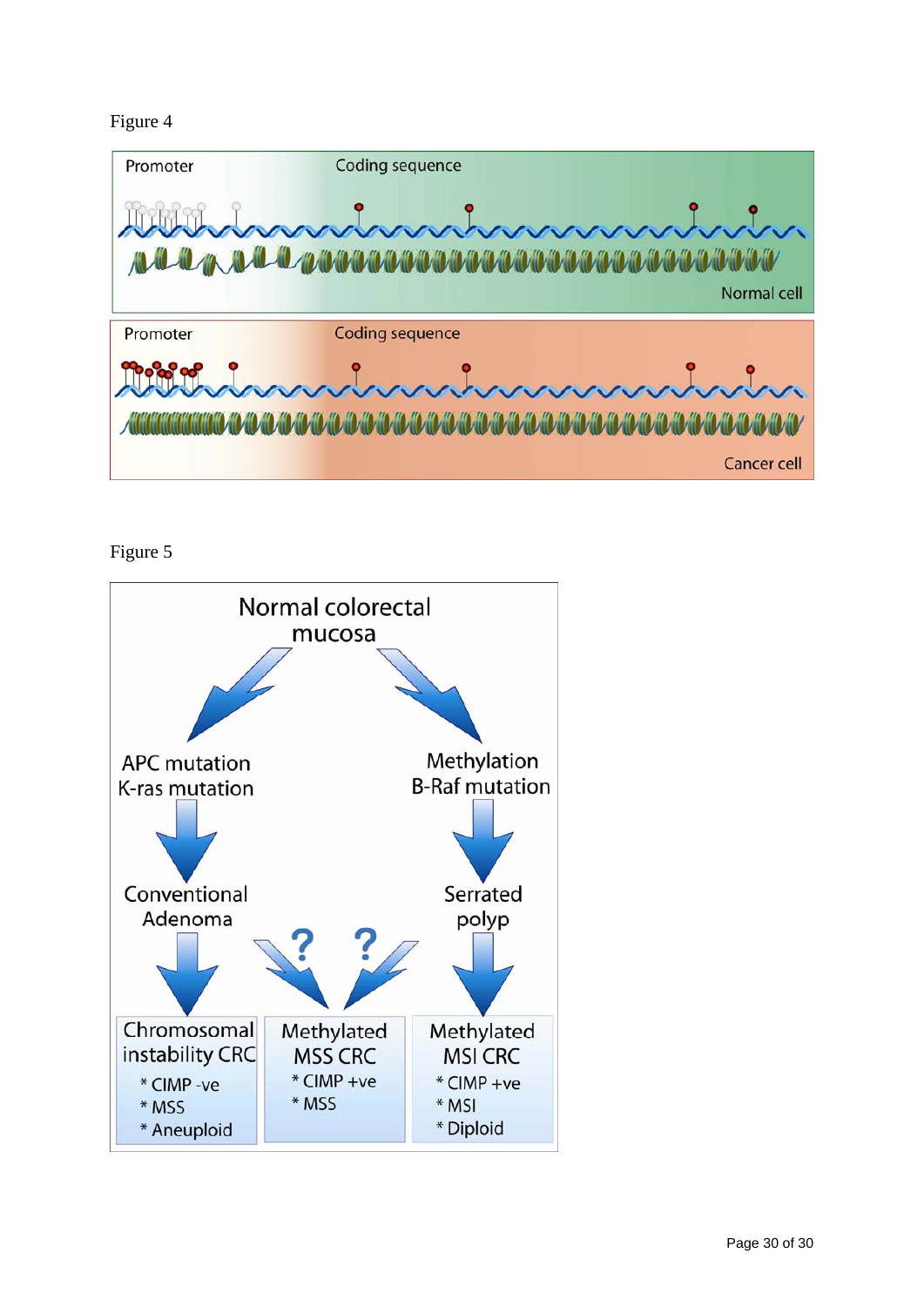Figure 4

Promoter

Coding sequence

Normal cell

Promoter

Coding sequence

Cancer cell

Figure 5

Normal colorectal mucosa

APC mutation
K-ras mutation

Methylation
B-Raf mutation

Conventional Adenoma

Serrated polyp

?

?

Chromosomal instability CRC
* CIMP -ve
* MSS
* Aneuploid

Methylated MSS CRC
* CIMP +ve
* MSS

Methylated MSI CRC
* CIMP +ve
* MSI
* Diploid